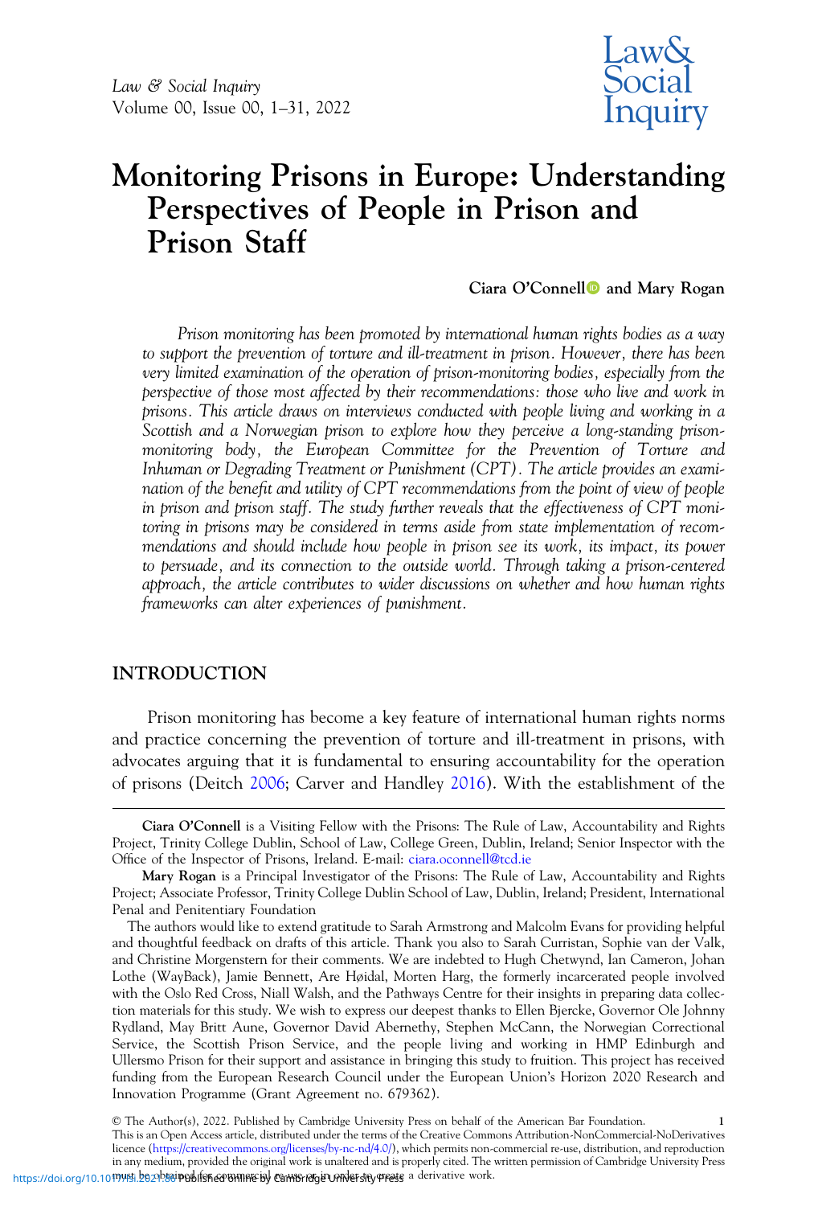# Monitoring Prisons in Europe: Understanding Perspectives of People in Prison and Prison Staff

**Ciara O'Connell and Mary Rogan**

*Prison monitoring has been promoted by international human rights bodies as a way to support the prevention of torture and ill-treatment in prison. However, there has been very limited examination of the operation of prison-monitoring bodies, especially from the perspective of those most affected by their recommendations: those who live and work in prisons. This article draws on interviews conducted with people living and working in a Scottish and a Norwegian prison to explore how they perceive a long-standing prison-monitoring body, the European Committee for the Prevention of Torture and Inhuman or Degrading Treatment or Punishment (CPT). The article provides an examination of the benefit and utility of CPT recommendations from the point of view of people in prison and prison staff. The study further reveals that the effectiveness of CPT monitoring in prisons may be considered in terms aside from state implementation of recommendations and should include how people in prison see its work, its impact, its power to persuade, and its connection to the outside world. Through taking a prison-centered approach, the article contributes to wider discussions on whether and how human rights frameworks can alter experiences of punishment.*

## INTRODUCTION

Prison monitoring has become a key feature of international human rights norms and practice concerning the prevention of torture and ill-treatment in prisons, with advocates arguing that it is fundamental to ensuring accountability for the operation of prisons (Deitch 2006; Carver and Handley 2016). With the establishment of the

---

**Ciara O'Connell** is a Visiting Fellow with the Prisons: The Rule of Law, Accountability and Rights Project, Trinity College Dublin, School of Law, College Green, Dublin, Ireland; Senior Inspector with the Office of the Inspector of Prisons, Ireland. E-mail: ciara.oconnell@tcd.ie

**Mary Rogan** is a Principal Investigator of the Prisons: The Rule of Law, Accountability and Rights Project; Associate Professor, Trinity College Dublin School of Law, Dublin, Ireland; President, International Penal and Penitentiary Foundation

The authors would like to extend gratitude to Sarah Armstrong and Malcolm Evans for providing helpful and thoughtful feedback on drafts of this article. Thank you also to Sarah Curristan, Sophie van der Valk, and Christine Morgenstern for their comments. We are indebted to Hugh Chetwynd, Ian Cameron, Johan Lothe (WayBack), Jamie Bennett, Are Høidal, Morten Harg, the formerly incarcerated people involved with the Oslo Red Cross, Niall Walsh, and the Pathways Centre for their insights in preparing data collection materials for this study. We wish to express our deepest thanks to Ellen Bjercke, Governor Ole Johnny Rydland, May Britt Aune, Governor David Abernethy, Stephen McCann, the Norwegian Correctional Service, the Scottish Prison Service, and the people living and working in HMP Edinburgh and Ullersmo Prison for their support and assistance in bringing this study to fruition. This project has received funding from the European Research Council under the European Union's Horizon 2020 Research and Innovation Programme (Grant Agreement no. 679362).

© The Author(s), 2022. Published by Cambridge University Press on behalf of the American Bar Foundation. This is an Open Access article, distributed under the terms of the Creative Commons Attribution-NonCommercial-NoDerivatives licence (https://creativecommons.org/licenses/by-nc-nd/4.0/), which permits non-commercial re-use, distribution, and reproduction in any medium, provided the original work is unaltered and is properly cited. The written permission of Cambridge University Press must be obtained for commercial re-use or in order to create a derivative work.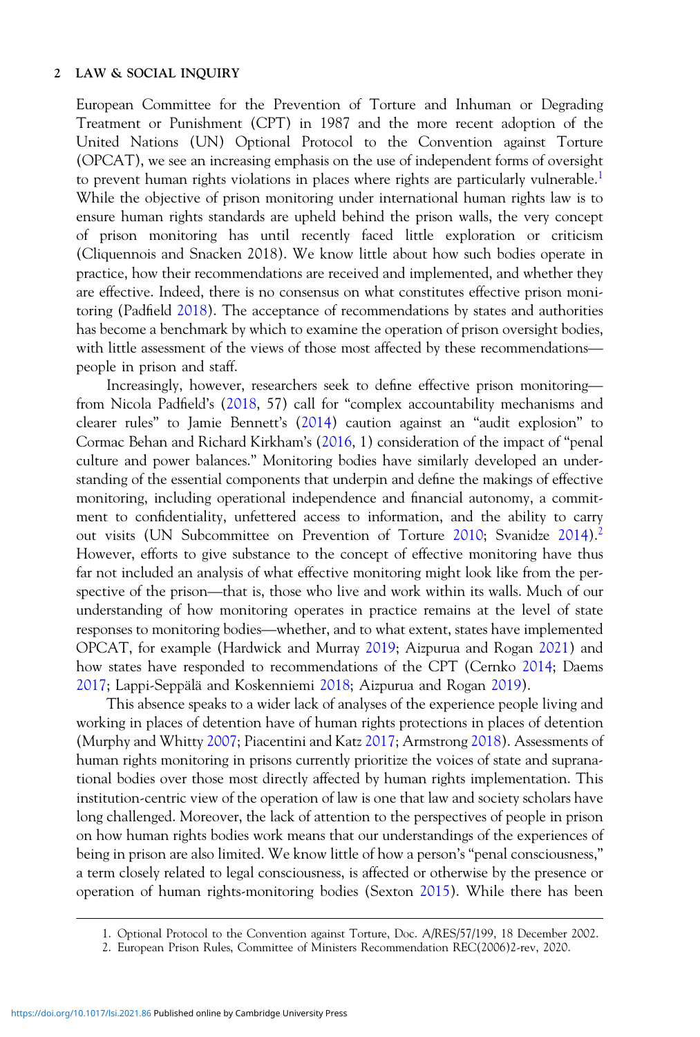European Committee for the Prevention of Torture and Inhuman or Degrading Treatment or Punishment (CPT) in 1987 and the more recent adoption of the United Nations (UN) Optional Protocol to the Convention against Torture (OPCAT), we see an increasing emphasis on the use of independent forms of oversight to prevent human rights violations in places where rights are particularly vulnerable.[1] While the objective of prison monitoring under international human rights law is to ensure human rights standards are upheld behind the prison walls, the very concept of prison monitoring has until recently faced little exploration or criticism (Cliquennois and Snacken 2018). We know little about how such bodies operate in practice, how their recommendations are received and implemented, and whether they are effective. Indeed, there is no consensus on what constitutes effective prison monitoring (Padfield 2018). The acceptance of recommendations by states and authorities has become a benchmark by which to examine the operation of prison oversight bodies, with little assessment of the views of those most affected by these recommendations—people in prison and staff.

Increasingly, however, researchers seek to define effective prison monitoring—from Nicola Padfield's (2018, 57) call for "complex accountability mechanisms and clearer rules" to Jamie Bennett's (2014) caution against an "audit explosion" to Cormac Behan and Richard Kirkham's (2016, 1) consideration of the impact of "penal culture and power balances." Monitoring bodies have similarly developed an understanding of the essential components that underpin and define the makings of effective monitoring, including operational independence and financial autonomy, a commitment to confidentiality, unfettered access to information, and the ability to carry out visits (UN Subcommittee on Prevention of Torture 2010; Svanidze 2014).[2] However, efforts to give substance to the concept of effective monitoring have thus far not included an analysis of what effective monitoring might look like from the perspective of the prison—that is, those who live and work within its walls. Much of our understanding of how monitoring operates in practice remains at the level of state responses to monitoring bodies—whether, and to what extent, states have implemented OPCAT, for example (Hardwick and Murray 2019; Aizpurua and Rogan 2021) and how states have responded to recommendations of the CPT (Cernko 2014; Daems 2017; Lappi-Seppälä and Koskenniemi 2018; Aizpurua and Rogan 2019).

This absence speaks to a wider lack of analyses of the experience people living and working in places of detention have of human rights protections in places of detention (Murphy and Whitty 2007; Piacentini and Katz 2017; Armstrong 2018). Assessments of human rights monitoring in prisons currently prioritize the voices of state and supranational bodies over those most directly affected by human rights implementation. This institution-centric view of the operation of law is one that law and society scholars have long challenged. Moreover, the lack of attention to the perspectives of people in prison on how human rights bodies work means that our understandings of the experiences of being in prison are also limited. We know little of how a person's "penal consciousness," a term closely related to legal consciousness, is affected or otherwise by the presence or operation of human rights-monitoring bodies (Sexton 2015). While there has been

1. Optional Protocol to the Convention against Torture, Doc. A/RES/57/199, 18 December 2002.

2. European Prison Rules, Committee of Ministers Recommendation REC(2006)2-rev, 2020.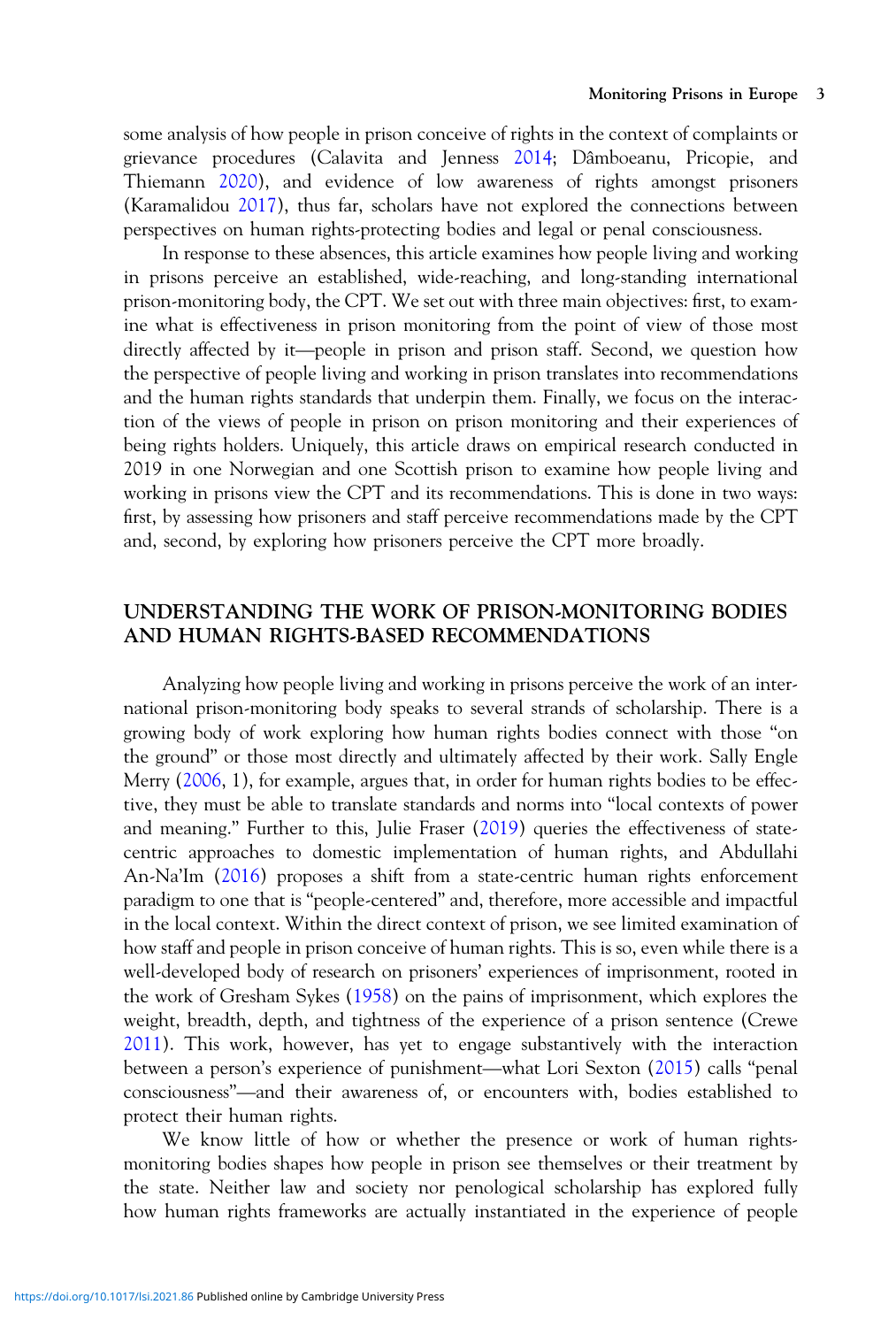some analysis of how people in prison conceive of rights in the context of complaints or grievance procedures (Calavita and Jenness 2014; Dâmboeanu, Pricopie, and Thiemann 2020), and evidence of low awareness of rights amongst prisoners (Karamalidou 2017), thus far, scholars have not explored the connections between perspectives on human rights-protecting bodies and legal or penal consciousness.

In response to these absences, this article examines how people living and working in prisons perceive an established, wide-reaching, and long-standing international prison-monitoring body, the CPT. We set out with three main objectives: first, to examine what is effectiveness in prison monitoring from the point of view of those most directly affected by it—people in prison and prison staff. Second, we question how the perspective of people living and working in prison translates into recommendations and the human rights standards that underpin them. Finally, we focus on the interaction of the views of people in prison on prison monitoring and their experiences of being rights holders. Uniquely, this article draws on empirical research conducted in 2019 in one Norwegian and one Scottish prison to examine how people living and working in prisons view the CPT and its recommendations. This is done in two ways: first, by assessing how prisoners and staff perceive recommendations made by the CPT and, second, by exploring how prisoners perceive the CPT more broadly.

## UNDERSTANDING THE WORK OF PRISON-MONITORING BODIES AND HUMAN RIGHTS-BASED RECOMMENDATIONS

Analyzing how people living and working in prisons perceive the work of an international prison-monitoring body speaks to several strands of scholarship. There is a growing body of work exploring how human rights bodies connect with those "on the ground" or those most directly and ultimately affected by their work. Sally Engle Merry (2006, 1), for example, argues that, in order for human rights bodies to be effective, they must be able to translate standards and norms into "local contexts of power and meaning." Further to this, Julie Fraser (2019) queries the effectiveness of state-centric approaches to domestic implementation of human rights, and Abdullahi An-Na'Im (2016) proposes a shift from a state-centric human rights enforcement paradigm to one that is "people-centered" and, therefore, more accessible and impactful in the local context. Within the direct context of prison, we see limited examination of how staff and people in prison conceive of human rights. This is so, even while there is a well-developed body of research on prisoners' experiences of imprisonment, rooted in the work of Gresham Sykes (1958) on the pains of imprisonment, which explores the weight, breadth, depth, and tightness of the experience of a prison sentence (Crewe 2011). This work, however, has yet to engage substantively with the interaction between a person's experience of punishment—what Lori Sexton (2015) calls "penal consciousness"—and their awareness of, or encounters with, bodies established to protect their human rights.

We know little of how or whether the presence or work of human rights-monitoring bodies shapes how people in prison see themselves or their treatment by the state. Neither law and society nor penological scholarship has explored fully how human rights frameworks are actually instantiated in the experience of people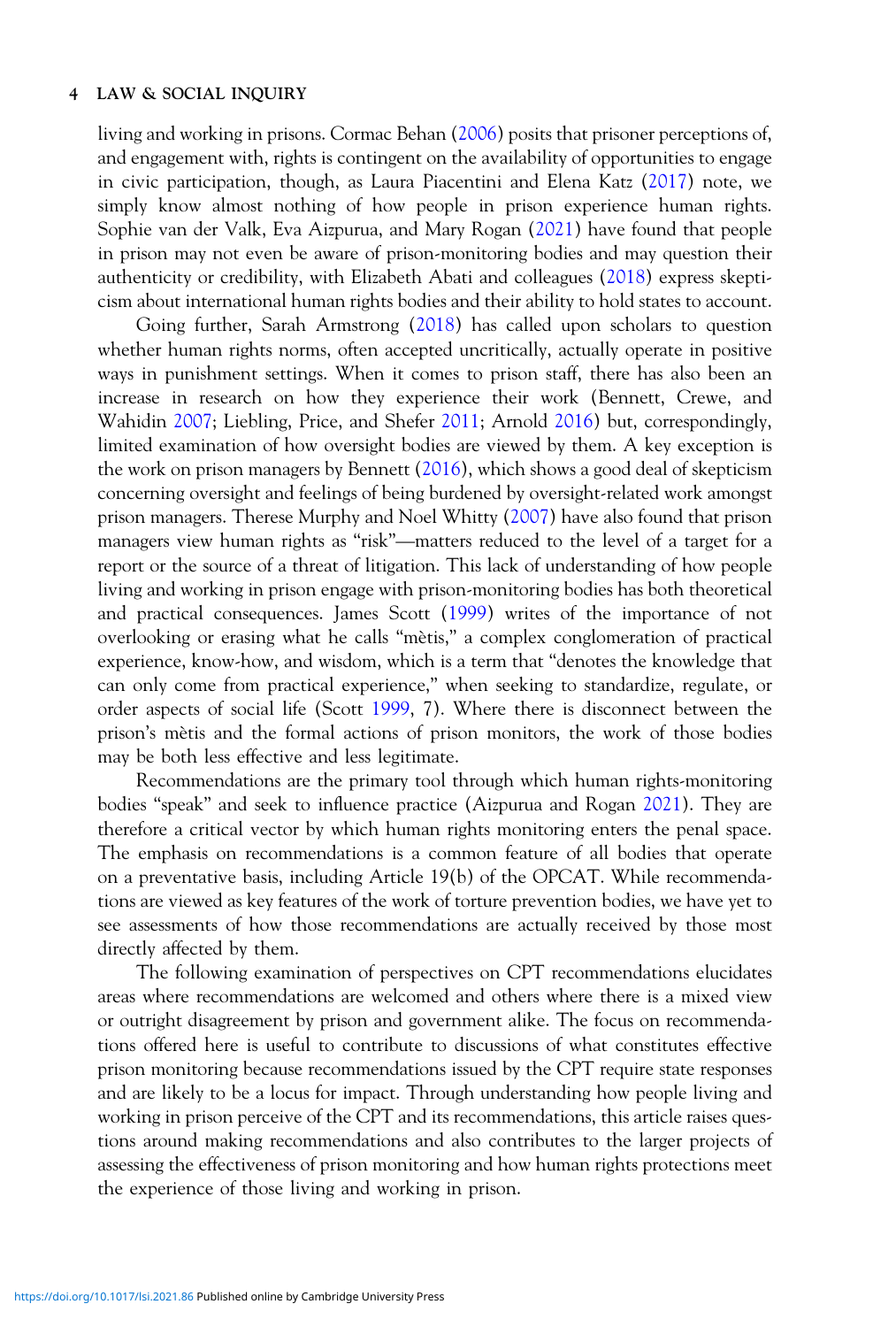living and working in prisons. Cormac Behan (2006) posits that prisoner perceptions of, and engagement with, rights is contingent on the availability of opportunities to engage in civic participation, though, as Laura Piacentini and Elena Katz (2017) note, we simply know almost nothing of how people in prison experience human rights. Sophie van der Valk, Eva Aizpurua, and Mary Rogan (2021) have found that people in prison may not even be aware of prison-monitoring bodies and may question their authenticity or credibility, with Elizabeth Abati and colleagues (2018) express skepticism about international human rights bodies and their ability to hold states to account.

Going further, Sarah Armstrong (2018) has called upon scholars to question whether human rights norms, often accepted uncritically, actually operate in positive ways in punishment settings. When it comes to prison staff, there has also been an increase in research on how they experience their work (Bennett, Crewe, and Wahidin 2007; Liebling, Price, and Shefer 2011; Arnold 2016) but, correspondingly, limited examination of how oversight bodies are viewed by them. A key exception is the work on prison managers by Bennett (2016), which shows a good deal of skepticism concerning oversight and feelings of being burdened by oversight-related work amongst prison managers. Therese Murphy and Noel Whitty (2007) have also found that prison managers view human rights as "risk"—matters reduced to the level of a target for a report or the source of a threat of litigation. This lack of understanding of how people living and working in prison engage with prison-monitoring bodies has both theoretical and practical consequences. James Scott (1999) writes of the importance of not overlooking or erasing what he calls "mètis," a complex conglomeration of practical experience, know-how, and wisdom, which is a term that "denotes the knowledge that can only come from practical experience," when seeking to standardize, regulate, or order aspects of social life (Scott 1999, 7). Where there is disconnect between the prison's mètis and the formal actions of prison monitors, the work of those bodies may be both less effective and less legitimate.

Recommendations are the primary tool through which human rights-monitoring bodies "speak" and seek to influence practice (Aizpurua and Rogan 2021). They are therefore a critical vector by which human rights monitoring enters the penal space. The emphasis on recommendations is a common feature of all bodies that operate on a preventative basis, including Article 19(b) of the OPCAT. While recommendations are viewed as key features of the work of torture prevention bodies, we have yet to see assessments of how those recommendations are actually received by those most directly affected by them.

The following examination of perspectives on CPT recommendations elucidates areas where recommendations are welcomed and others where there is a mixed view or outright disagreement by prison and government alike. The focus on recommendations offered here is useful to contribute to discussions of what constitutes effective prison monitoring because recommendations issued by the CPT require state responses and are likely to be a locus for impact. Through understanding how people living and working in prison perceive of the CPT and its recommendations, this article raises questions around making recommendations and also contributes to the larger projects of assessing the effectiveness of prison monitoring and how human rights protections meet the experience of those living and working in prison.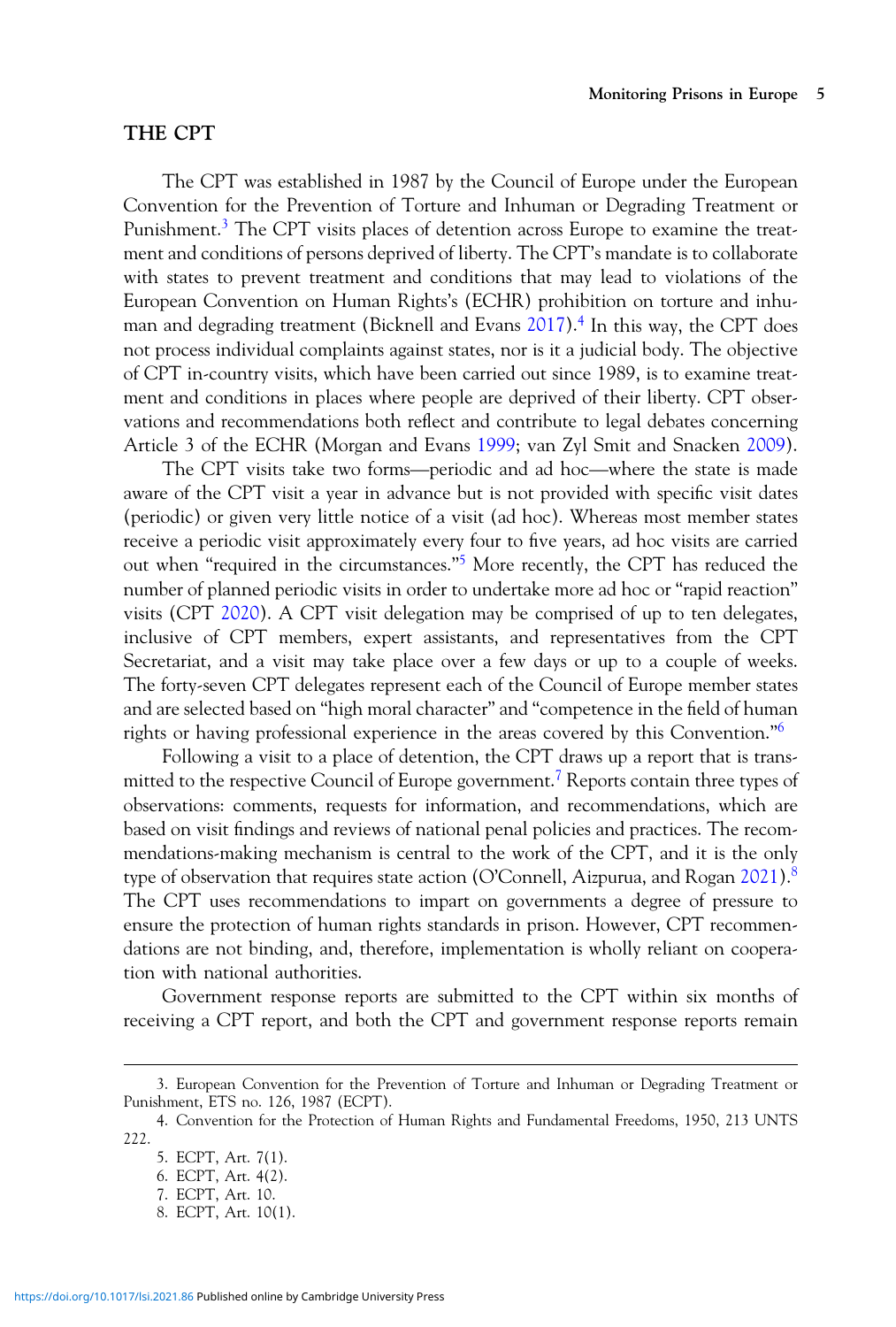## THE CPT

The CPT was established in 1987 by the Council of Europe under the European Convention for the Prevention of Torture and Inhuman or Degrading Treatment or Punishment.[3] The CPT visits places of detention across Europe to examine the treatment and conditions of persons deprived of liberty. The CPT's mandate is to collaborate with states to prevent treatment and conditions that may lead to violations of the European Convention on Human Rights's (ECHR) prohibition on torture and inhuman and degrading treatment (Bicknell and Evans 2017).[4] In this way, the CPT does not process individual complaints against states, nor is it a judicial body. The objective of CPT in-country visits, which have been carried out since 1989, is to examine treatment and conditions in places where people are deprived of their liberty. CPT observations and recommendations both reflect and contribute to legal debates concerning Article 3 of the ECHR (Morgan and Evans 1999; van Zyl Smit and Snacken 2009).

The CPT visits take two forms—periodic and ad hoc—where the state is made aware of the CPT visit a year in advance but is not provided with specific visit dates (periodic) or given very little notice of a visit (ad hoc). Whereas most member states receive a periodic visit approximately every four to five years, ad hoc visits are carried out when "required in the circumstances."[5] More recently, the CPT has reduced the number of planned periodic visits in order to undertake more ad hoc or "rapid reaction" visits (CPT 2020). A CPT visit delegation may be comprised of up to ten delegates, inclusive of CPT members, expert assistants, and representatives from the CPT Secretariat, and a visit may take place over a few days or up to a couple of weeks. The forty-seven CPT delegates represent each of the Council of Europe member states and are selected based on "high moral character" and "competence in the field of human rights or having professional experience in the areas covered by this Convention."[6]

Following a visit to a place of detention, the CPT draws up a report that is transmitted to the respective Council of Europe government.[7] Reports contain three types of observations: comments, requests for information, and recommendations, which are based on visit findings and reviews of national penal policies and practices. The recommendations-making mechanism is central to the work of the CPT, and it is the only type of observation that requires state action (O'Connell, Aizpurua, and Rogan 2021).[8] The CPT uses recommendations to impart on governments a degree of pressure to ensure the protection of human rights standards in prison. However, CPT recommendations are not binding, and, therefore, implementation is wholly reliant on cooperation with national authorities.

Government response reports are submitted to the CPT within six months of receiving a CPT report, and both the CPT and government response reports remain

---

3. European Convention for the Prevention of Torture and Inhuman or Degrading Treatment or Punishment, ETS no. 126, 1987 (ECPT).

4. Convention for the Protection of Human Rights and Fundamental Freedoms, 1950, 213 UNTS 222.

5. ECPT, Art. 7(1).

6. ECPT, Art. 4(2).

7. ECPT, Art. 10.

8. ECPT, Art. 10(1).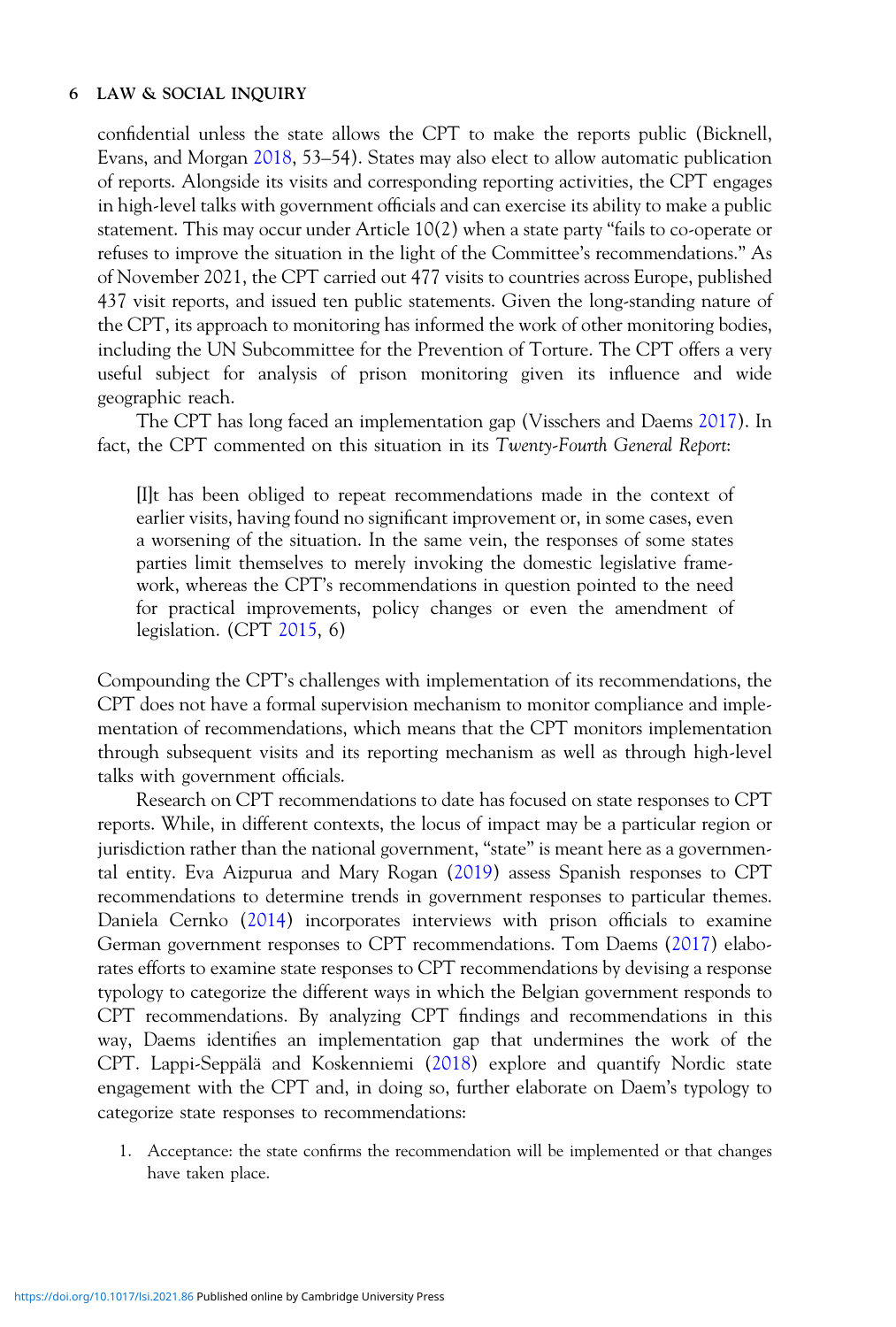confidential unless the state allows the CPT to make the reports public (Bicknell, Evans, and Morgan 2018, 53–54). States may also elect to allow automatic publication of reports. Alongside its visits and corresponding reporting activities, the CPT engages in high-level talks with government officials and can exercise its ability to make a public statement. This may occur under Article 10(2) when a state party "fails to co-operate or refuses to improve the situation in the light of the Committee's recommendations." As of November 2021, the CPT carried out 477 visits to countries across Europe, published 437 visit reports, and issued ten public statements. Given the long-standing nature of the CPT, its approach to monitoring has informed the work of other monitoring bodies, including the UN Subcommittee for the Prevention of Torture. The CPT offers a very useful subject for analysis of prison monitoring given its influence and wide geographic reach.

The CPT has long faced an implementation gap (Visschers and Daems 2017). In fact, the CPT commented on this situation in its *Twenty-Fourth General Report*:

> [I]t has been obliged to repeat recommendations made in the context of earlier visits, having found no significant improvement or, in some cases, even a worsening of the situation. In the same vein, the responses of some states parties limit themselves to merely invoking the domestic legislative framework, whereas the CPT's recommendations in question pointed to the need for practical improvements, policy changes or even the amendment of legislation. (CPT 2015, 6)

Compounding the CPT's challenges with implementation of its recommendations, the CPT does not have a formal supervision mechanism to monitor compliance and implementation of recommendations, which means that the CPT monitors implementation through subsequent visits and its reporting mechanism as well as through high-level talks with government officials.

Research on CPT recommendations to date has focused on state responses to CPT reports. While, in different contexts, the locus of impact may be a particular region or jurisdiction rather than the national government, "state" is meant here as a governmental entity. Eva Aizpurua and Mary Rogan (2019) assess Spanish responses to CPT recommendations to determine trends in government responses to particular themes. Daniela Cernko (2014) incorporates interviews with prison officials to examine German government responses to CPT recommendations. Tom Daems (2017) elaborates efforts to examine state responses to CPT recommendations by devising a response typology to categorize the different ways in which the Belgian government responds to CPT recommendations. By analyzing CPT findings and recommendations in this way, Daems identifies an implementation gap that undermines the work of the CPT. Lappi-Seppälä and Koskenniemi (2018) explore and quantify Nordic state engagement with the CPT and, in doing so, further elaborate on Daem's typology to categorize state responses to recommendations:

1. Acceptance: the state confirms the recommendation will be implemented or that changes have taken place.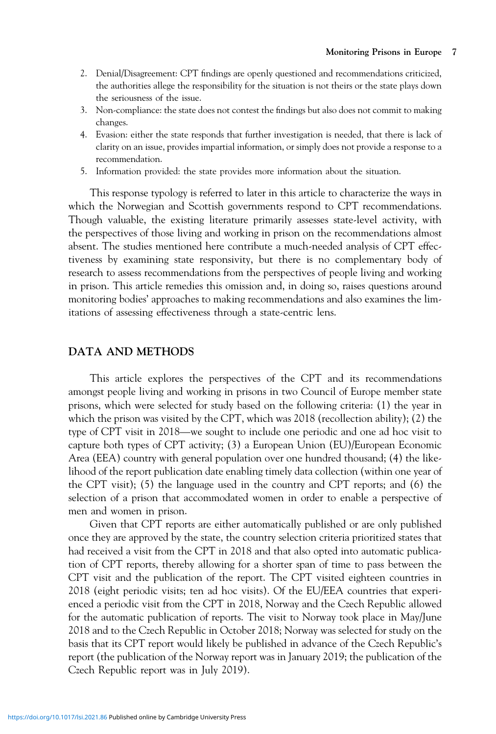2. Denial/Disagreement: CPT findings are openly questioned and recommendations criticized, the authorities allege the responsibility for the situation is not theirs or the state plays down the seriousness of the issue.
3. Non-compliance: the state does not contest the findings but also does not commit to making changes.
4. Evasion: either the state responds that further investigation is needed, that there is lack of clarity on an issue, provides impartial information, or simply does not provide a response to a recommendation.
5. Information provided: the state provides more information about the situation.

This response typology is referred to later in this article to characterize the ways in which the Norwegian and Scottish governments respond to CPT recommendations. Though valuable, the existing literature primarily assesses state-level activity, with the perspectives of those living and working in prison on the recommendations almost absent. The studies mentioned here contribute a much-needed analysis of CPT effectiveness by examining state responsivity, but there is no complementary body of research to assess recommendations from the perspectives of people living and working in prison. This article remedies this omission and, in doing so, raises questions around monitoring bodies' approaches to making recommendations and also examines the limitations of assessing effectiveness through a state-centric lens.

## DATA AND METHODS

This article explores the perspectives of the CPT and its recommendations amongst people living and working in prisons in two Council of Europe member state prisons, which were selected for study based on the following criteria: (1) the year in which the prison was visited by the CPT, which was 2018 (recollection ability); (2) the type of CPT visit in 2018—we sought to include one periodic and one ad hoc visit to capture both types of CPT activity; (3) a European Union (EU)/European Economic Area (EEA) country with general population over one hundred thousand; (4) the likelihood of the report publication date enabling timely data collection (within one year of the CPT visit); (5) the language used in the country and CPT reports; and (6) the selection of a prison that accommodated women in order to enable a perspective of men and women in prison.

Given that CPT reports are either automatically published or are only published once they are approved by the state, the country selection criteria prioritized states that had received a visit from the CPT in 2018 and that also opted into automatic publication of CPT reports, thereby allowing for a shorter span of time to pass between the CPT visit and the publication of the report. The CPT visited eighteen countries in 2018 (eight periodic visits; ten ad hoc visits). Of the EU/EEA countries that experienced a periodic visit from the CPT in 2018, Norway and the Czech Republic allowed for the automatic publication of reports. The visit to Norway took place in May/June 2018 and to the Czech Republic in October 2018; Norway was selected for study on the basis that its CPT report would likely be published in advance of the Czech Republic's report (the publication of the Norway report was in January 2019; the publication of the Czech Republic report was in July 2019).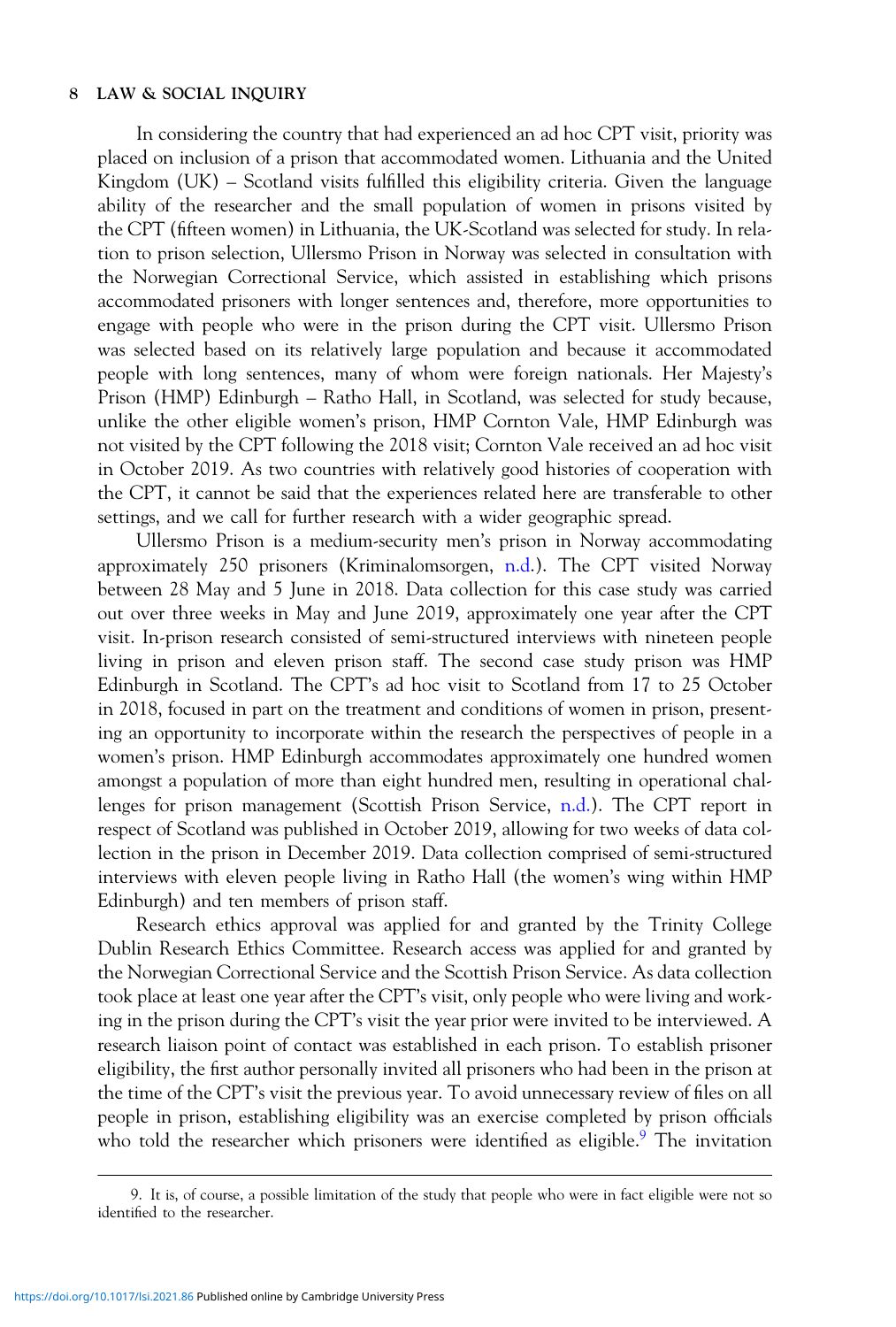In considering the country that had experienced an ad hoc CPT visit, priority was placed on inclusion of a prison that accommodated women. Lithuania and the United Kingdom (UK) – Scotland visits fulfilled this eligibility criteria. Given the language ability of the researcher and the small population of women in prisons visited by the CPT (fifteen women) in Lithuania, the UK-Scotland was selected for study. In relation to prison selection, Ullersmo Prison in Norway was selected in consultation with the Norwegian Correctional Service, which assisted in establishing which prisons accommodated prisoners with longer sentences and, therefore, more opportunities to engage with people who were in the prison during the CPT visit. Ullersmo Prison was selected based on its relatively large population and because it accommodated people with long sentences, many of whom were foreign nationals. Her Majesty's Prison (HMP) Edinburgh – Ratho Hall, in Scotland, was selected for study because, unlike the other eligible women's prison, HMP Cornton Vale, HMP Edinburgh was not visited by the CPT following the 2018 visit; Cornton Vale received an ad hoc visit in October 2019. As two countries with relatively good histories of cooperation with the CPT, it cannot be said that the experiences related here are transferable to other settings, and we call for further research with a wider geographic spread.

Ullersmo Prison is a medium-security men's prison in Norway accommodating approximately 250 prisoners (Kriminalomsorgen, n.d.). The CPT visited Norway between 28 May and 5 June in 2018. Data collection for this case study was carried out over three weeks in May and June 2019, approximately one year after the CPT visit. In-prison research consisted of semi-structured interviews with nineteen people living in prison and eleven prison staff. The second case study prison was HMP Edinburgh in Scotland. The CPT's ad hoc visit to Scotland from 17 to 25 October in 2018, focused in part on the treatment and conditions of women in prison, presenting an opportunity to incorporate within the research the perspectives of people in a women's prison. HMP Edinburgh accommodates approximately one hundred women amongst a population of more than eight hundred men, resulting in operational challenges for prison management (Scottish Prison Service, n.d.). The CPT report in respect of Scotland was published in October 2019, allowing for two weeks of data collection in the prison in December 2019. Data collection comprised of semi-structured interviews with eleven people living in Ratho Hall (the women's wing within HMP Edinburgh) and ten members of prison staff.

Research ethics approval was applied for and granted by the Trinity College Dublin Research Ethics Committee. Research access was applied for and granted by the Norwegian Correctional Service and the Scottish Prison Service. As data collection took place at least one year after the CPT's visit, only people who were living and working in the prison during the CPT's visit the year prior were invited to be interviewed. A research liaison point of contact was established in each prison. To establish prisoner eligibility, the first author personally invited all prisoners who had been in the prison at the time of the CPT's visit the previous year. To avoid unnecessary review of files on all people in prison, establishing eligibility was an exercise completed by prison officials who told the researcher which prisoners were identified as eligible.[9] The invitation

9. It is, of course, a possible limitation of the study that people who were in fact eligible were not so identified to the researcher.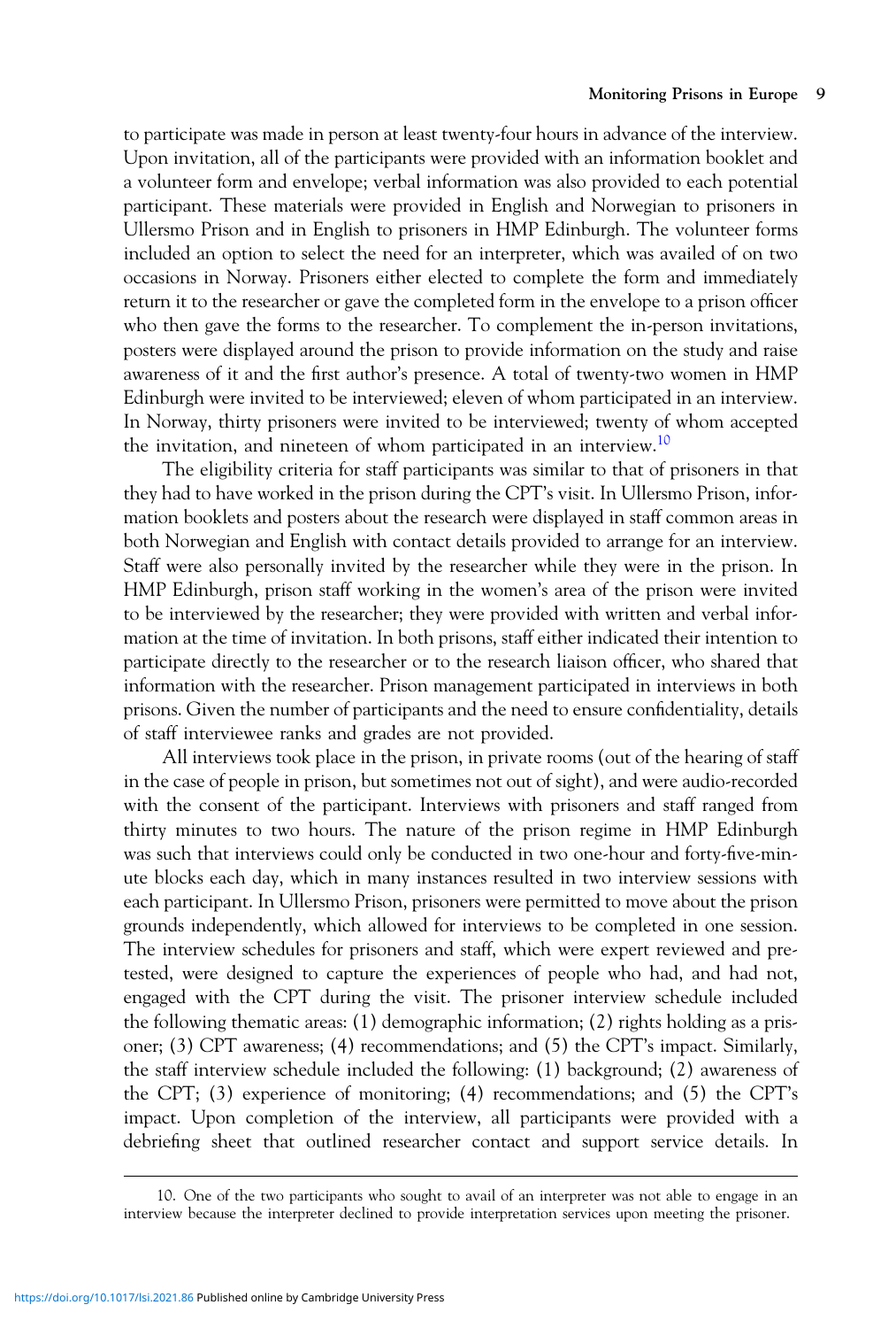to participate was made in person at least twenty-four hours in advance of the interview. Upon invitation, all of the participants were provided with an information booklet and a volunteer form and envelope; verbal information was also provided to each potential participant. These materials were provided in English and Norwegian to prisoners in Ullersmo Prison and in English to prisoners in HMP Edinburgh. The volunteer forms included an option to select the need for an interpreter, which was availed of on two occasions in Norway. Prisoners either elected to complete the form and immediately return it to the researcher or gave the completed form in the envelope to a prison officer who then gave the forms to the researcher. To complement the in-person invitations, posters were displayed around the prison to provide information on the study and raise awareness of it and the first author's presence. A total of twenty-two women in HMP Edinburgh were invited to be interviewed; eleven of whom participated in an interview. In Norway, thirty prisoners were invited to be interviewed; twenty of whom accepted the invitation, and nineteen of whom participated in an interview.[10]

The eligibility criteria for staff participants was similar to that of prisoners in that they had to have worked in the prison during the CPT's visit. In Ullersmo Prison, information booklets and posters about the research were displayed in staff common areas in both Norwegian and English with contact details provided to arrange for an interview. Staff were also personally invited by the researcher while they were in the prison. In HMP Edinburgh, prison staff working in the women's area of the prison were invited to be interviewed by the researcher; they were provided with written and verbal information at the time of invitation. In both prisons, staff either indicated their intention to participate directly to the researcher or to the research liaison officer, who shared that information with the researcher. Prison management participated in interviews in both prisons. Given the number of participants and the need to ensure confidentiality, details of staff interviewee ranks and grades are not provided.

All interviews took place in the prison, in private rooms (out of the hearing of staff in the case of people in prison, but sometimes not out of sight), and were audio-recorded with the consent of the participant. Interviews with prisoners and staff ranged from thirty minutes to two hours. The nature of the prison regime in HMP Edinburgh was such that interviews could only be conducted in two one-hour and forty-five-minute blocks each day, which in many instances resulted in two interview sessions with each participant. In Ullersmo Prison, prisoners were permitted to move about the prison grounds independently, which allowed for interviews to be completed in one session. The interview schedules for prisoners and staff, which were expert reviewed and pretested, were designed to capture the experiences of people who had, and had not, engaged with the CPT during the visit. The prisoner interview schedule included the following thematic areas: (1) demographic information; (2) rights holding as a prisoner; (3) CPT awareness; (4) recommendations; and (5) the CPT's impact. Similarly, the staff interview schedule included the following: (1) background; (2) awareness of the CPT; (3) experience of monitoring; (4) recommendations; and (5) the CPT's impact. Upon completion of the interview, all participants were provided with a debriefing sheet that outlined researcher contact and support service details. In

10. One of the two participants who sought to avail of an interpreter was not able to engage in an interview because the interpreter declined to provide interpretation services upon meeting the prisoner.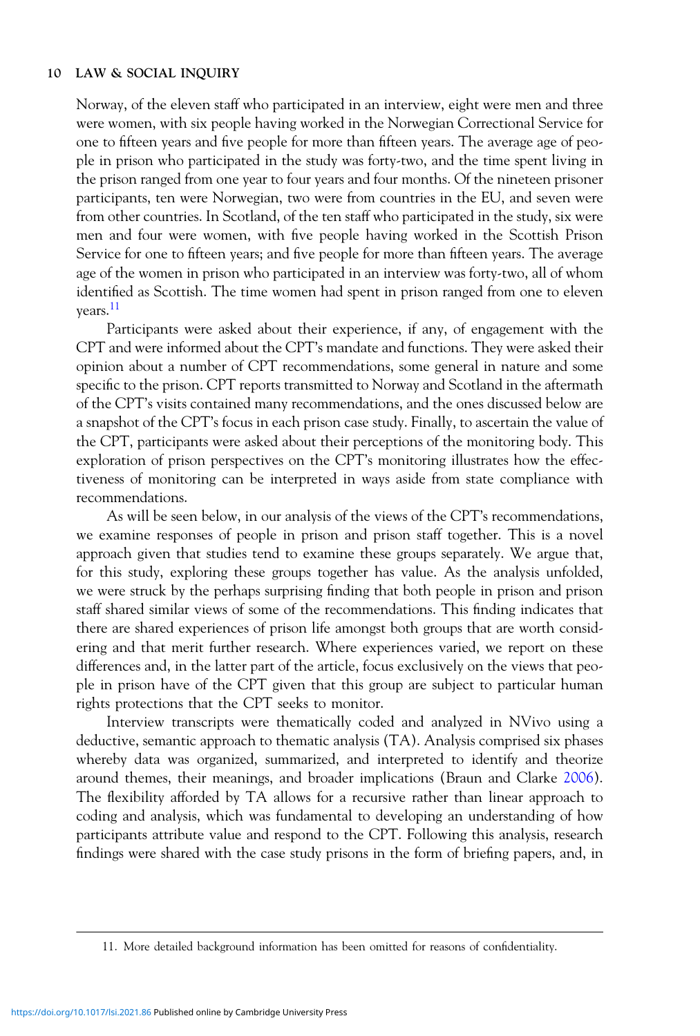Norway, of the eleven staff who participated in an interview, eight were men and three were women, with six people having worked in the Norwegian Correctional Service for one to fifteen years and five people for more than fifteen years. The average age of people in prison who participated in the study was forty-two, and the time spent living in the prison ranged from one year to four years and four months. Of the nineteen prisoner participants, ten were Norwegian, two were from countries in the EU, and seven were from other countries. In Scotland, of the ten staff who participated in the study, six were men and four were women, with five people having worked in the Scottish Prison Service for one to fifteen years; and five people for more than fifteen years. The average age of the women in prison who participated in an interview was forty-two, all of whom identified as Scottish. The time women had spent in prison ranged from one to eleven years.[11]

Participants were asked about their experience, if any, of engagement with the CPT and were informed about the CPT's mandate and functions. They were asked their opinion about a number of CPT recommendations, some general in nature and some specific to the prison. CPT reports transmitted to Norway and Scotland in the aftermath of the CPT's visits contained many recommendations, and the ones discussed below are a snapshot of the CPT's focus in each prison case study. Finally, to ascertain the value of the CPT, participants were asked about their perceptions of the monitoring body. This exploration of prison perspectives on the CPT's monitoring illustrates how the effectiveness of monitoring can be interpreted in ways aside from state compliance with recommendations.

As will be seen below, in our analysis of the views of the CPT's recommendations, we examine responses of people in prison and prison staff together. This is a novel approach given that studies tend to examine these groups separately. We argue that, for this study, exploring these groups together has value. As the analysis unfolded, we were struck by the perhaps surprising finding that both people in prison and prison staff shared similar views of some of the recommendations. This finding indicates that there are shared experiences of prison life amongst both groups that are worth considering and that merit further research. Where experiences varied, we report on these differences and, in the latter part of the article, focus exclusively on the views that people in prison have of the CPT given that this group are subject to particular human rights protections that the CPT seeks to monitor.

Interview transcripts were thematically coded and analyzed in NVivo using a deductive, semantic approach to thematic analysis (TA). Analysis comprised six phases whereby data was organized, summarized, and interpreted to identify and theorize around themes, their meanings, and broader implications (Braun and Clarke 2006). The flexibility afforded by TA allows for a recursive rather than linear approach to coding and analysis, which was fundamental to developing an understanding of how participants attribute value and respond to the CPT. Following this analysis, research findings were shared with the case study prisons in the form of briefing papers, and, in

11. More detailed background information has been omitted for reasons of confidentiality.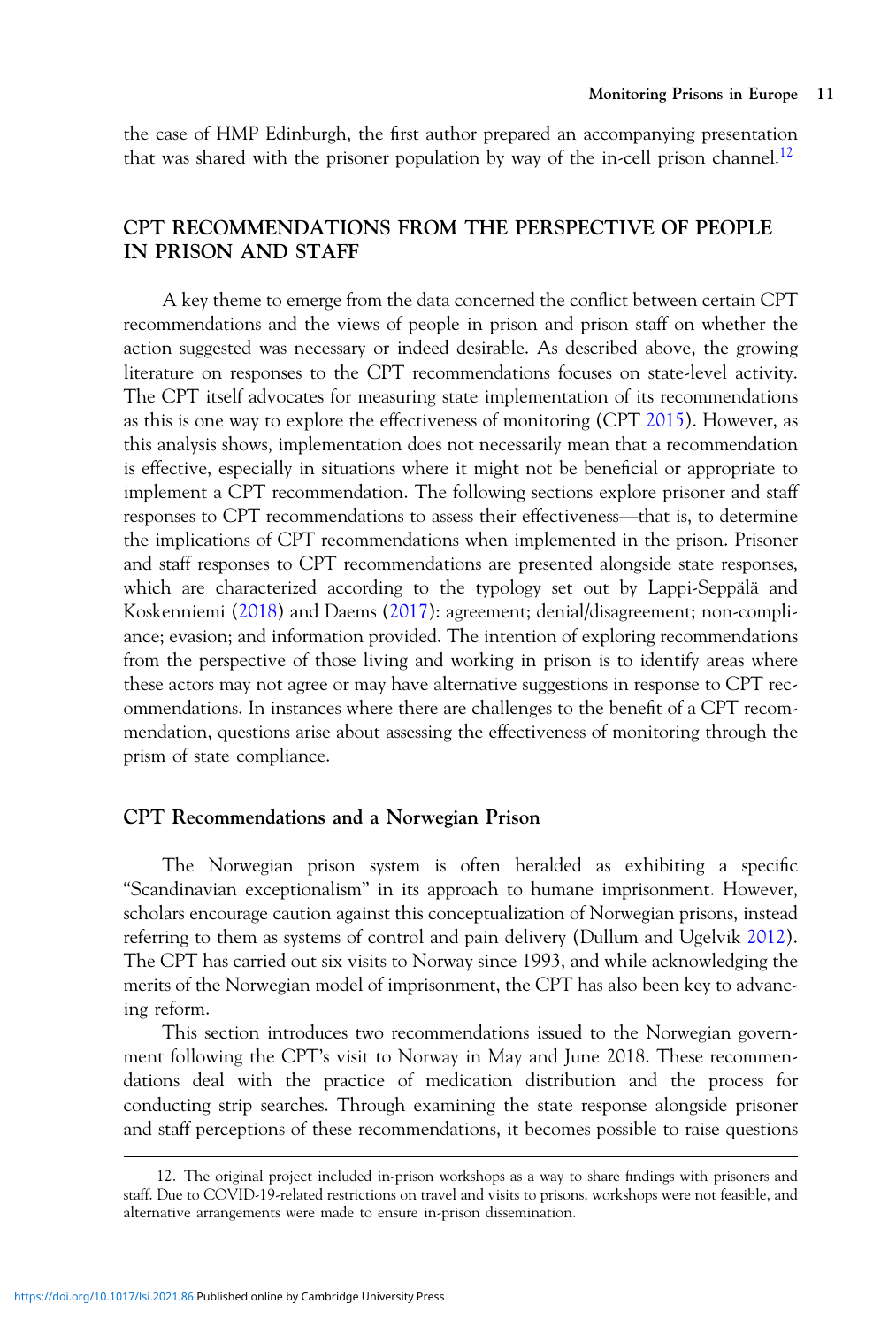the case of HMP Edinburgh, the first author prepared an accompanying presentation that was shared with the prisoner population by way of the in-cell prison channel.[12]

## CPT RECOMMENDATIONS FROM THE PERSPECTIVE OF PEOPLE IN PRISON AND STAFF

A key theme to emerge from the data concerned the conflict between certain CPT recommendations and the views of people in prison and prison staff on whether the action suggested was necessary or indeed desirable. As described above, the growing literature on responses to the CPT recommendations focuses on state-level activity. The CPT itself advocates for measuring state implementation of its recommendations as this is one way to explore the effectiveness of monitoring (CPT 2015). However, as this analysis shows, implementation does not necessarily mean that a recommendation is effective, especially in situations where it might not be beneficial or appropriate to implement a CPT recommendation. The following sections explore prisoner and staff responses to CPT recommendations to assess their effectiveness—that is, to determine the implications of CPT recommendations when implemented in the prison. Prisoner and staff responses to CPT recommendations are presented alongside state responses, which are characterized according to the typology set out by Lappi-Seppälä and Koskenniemi (2018) and Daems (2017): agreement; denial/disagreement; non-compliance; evasion; and information provided. The intention of exploring recommendations from the perspective of those living and working in prison is to identify areas where these actors may not agree or may have alternative suggestions in response to CPT recommendations. In instances where there are challenges to the benefit of a CPT recommendation, questions arise about assessing the effectiveness of monitoring through the prism of state compliance.

### CPT Recommendations and a Norwegian Prison

The Norwegian prison system is often heralded as exhibiting a specific "Scandinavian exceptionalism" in its approach to humane imprisonment. However, scholars encourage caution against this conceptualization of Norwegian prisons, instead referring to them as systems of control and pain delivery (Dullum and Ugelvik 2012). The CPT has carried out six visits to Norway since 1993, and while acknowledging the merits of the Norwegian model of imprisonment, the CPT has also been key to advancing reform.

This section introduces two recommendations issued to the Norwegian government following the CPT's visit to Norway in May and June 2018. These recommendations deal with the practice of medication distribution and the process for conducting strip searches. Through examining the state response alongside prisoner and staff perceptions of these recommendations, it becomes possible to raise questions

12. The original project included in-prison workshops as a way to share findings with prisoners and staff. Due to COVID-19-related restrictions on travel and visits to prisons, workshops were not feasible, and alternative arrangements were made to ensure in-prison dissemination.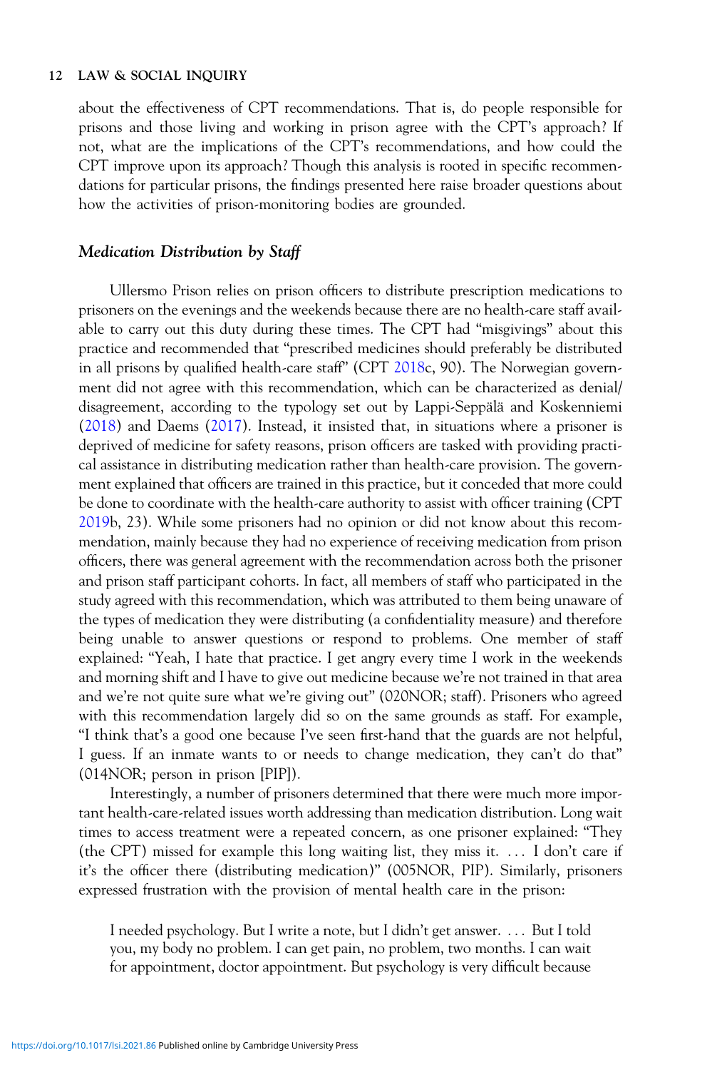about the effectiveness of CPT recommendations. That is, do people responsible for prisons and those living and working in prison agree with the CPT's approach? If not, what are the implications of the CPT's recommendations, and how could the CPT improve upon its approach? Though this analysis is rooted in specific recommendations for particular prisons, the findings presented here raise broader questions about how the activities of prison-monitoring bodies are grounded.

### *Medication Distribution by Staff*

Ullersmo Prison relies on prison officers to distribute prescription medications to prisoners on the evenings and the weekends because there are no health-care staff available to carry out this duty during these times. The CPT had "misgivings" about this practice and recommended that "prescribed medicines should preferably be distributed in all prisons by qualified health-care staff" (CPT 2018c, 90). The Norwegian government did not agree with this recommendation, which can be characterized as denial/disagreement, according to the typology set out by Lappi-Seppälä and Koskenniemi (2018) and Daems (2017). Instead, it insisted that, in situations where a prisoner is deprived of medicine for safety reasons, prison officers are tasked with providing practical assistance in distributing medication rather than health-care provision. The government explained that officers are trained in this practice, but it conceded that more could be done to coordinate with the health-care authority to assist with officer training (CPT 2019b, 23). While some prisoners had no opinion or did not know about this recommendation, mainly because they had no experience of receiving medication from prison officers, there was general agreement with the recommendation across both the prisoner and prison staff participant cohorts. In fact, all members of staff who participated in the study agreed with this recommendation, which was attributed to them being unaware of the types of medication they were distributing (a confidentiality measure) and therefore being unable to answer questions or respond to problems. One member of staff explained: "Yeah, I hate that practice. I get angry every time I work in the weekends and morning shift and I have to give out medicine because we're not trained in that area and we're not quite sure what we're giving out" (020NOR; staff). Prisoners who agreed with this recommendation largely did so on the same grounds as staff. For example, "I think that's a good one because I've seen first-hand that the guards are not helpful, I guess. If an inmate wants to or needs to change medication, they can't do that" (014NOR; person in prison [PIP]).

Interestingly, a number of prisoners determined that there were much more important health-care-related issues worth addressing than medication distribution. Long wait times to access treatment were a repeated concern, as one prisoner explained: "They (the CPT) missed for example this long waiting list, they miss it. … I don't care if it's the officer there (distributing medication)" (005NOR, PIP). Similarly, prisoners expressed frustration with the provision of mental health care in the prison:

> I needed psychology. But I write a note, but I didn't get answer. … But I told you, my body no problem. I can get pain, no problem, two months. I can wait for appointment, doctor appointment. But psychology is very difficult because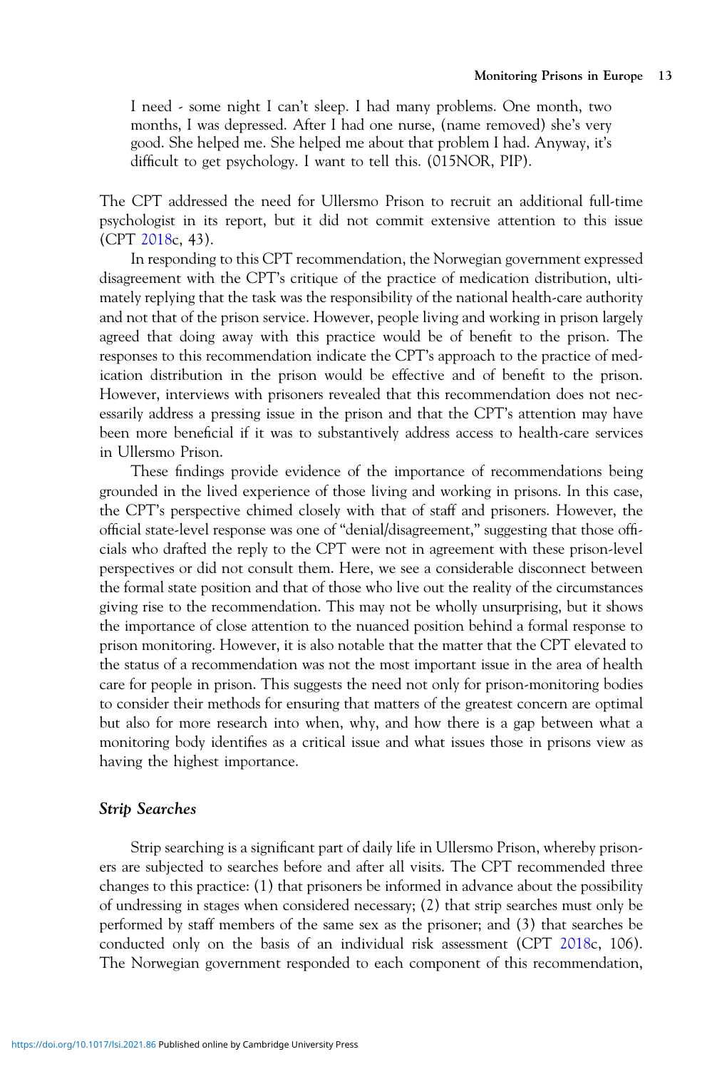> I need - some night I can't sleep. I had many problems. One month, two months, I was depressed. After I had one nurse, (name removed) she's very good. She helped me. She helped me about that problem I had. Anyway, it's difficult to get psychology. I want to tell this. (015NOR, PIP).

The CPT addressed the need for Ullersmo Prison to recruit an additional full-time psychologist in its report, but it did not commit extensive attention to this issue (CPT 2018c, 43).

In responding to this CPT recommendation, the Norwegian government expressed disagreement with the CPT's critique of the practice of medication distribution, ultimately replying that the task was the responsibility of the national health-care authority and not that of the prison service. However, people living and working in prison largely agreed that doing away with this practice would be of benefit to the prison. The responses to this recommendation indicate the CPT's approach to the practice of medication distribution in the prison would be effective and of benefit to the prison. However, interviews with prisoners revealed that this recommendation does not necessarily address a pressing issue in the prison and that the CPT's attention may have been more beneficial if it was to substantively address access to health-care services in Ullersmo Prison.

These findings provide evidence of the importance of recommendations being grounded in the lived experience of those living and working in prisons. In this case, the CPT's perspective chimed closely with that of staff and prisoners. However, the official state-level response was one of "denial/disagreement," suggesting that those officials who drafted the reply to the CPT were not in agreement with these prison-level perspectives or did not consult them. Here, we see a considerable disconnect between the formal state position and that of those who live out the reality of the circumstances giving rise to the recommendation. This may not be wholly unsurprising, but it shows the importance of close attention to the nuanced position behind a formal response to prison monitoring. However, it is also notable that the matter that the CPT elevated to the status of a recommendation was not the most important issue in the area of health care for people in prison. This suggests the need not only for prison-monitoring bodies to consider their methods for ensuring that matters of the greatest concern are optimal but also for more research into when, why, and how there is a gap between what a monitoring body identifies as a critical issue and what issues those in prisons view as having the highest importance.

### *Strip Searches*

Strip searching is a significant part of daily life in Ullersmo Prison, whereby prisoners are subjected to searches before and after all visits. The CPT recommended three changes to this practice: (1) that prisoners be informed in advance about the possibility of undressing in stages when considered necessary; (2) that strip searches must only be performed by staff members of the same sex as the prisoner; and (3) that searches be conducted only on the basis of an individual risk assessment (CPT 2018c, 106). The Norwegian government responded to each component of this recommendation,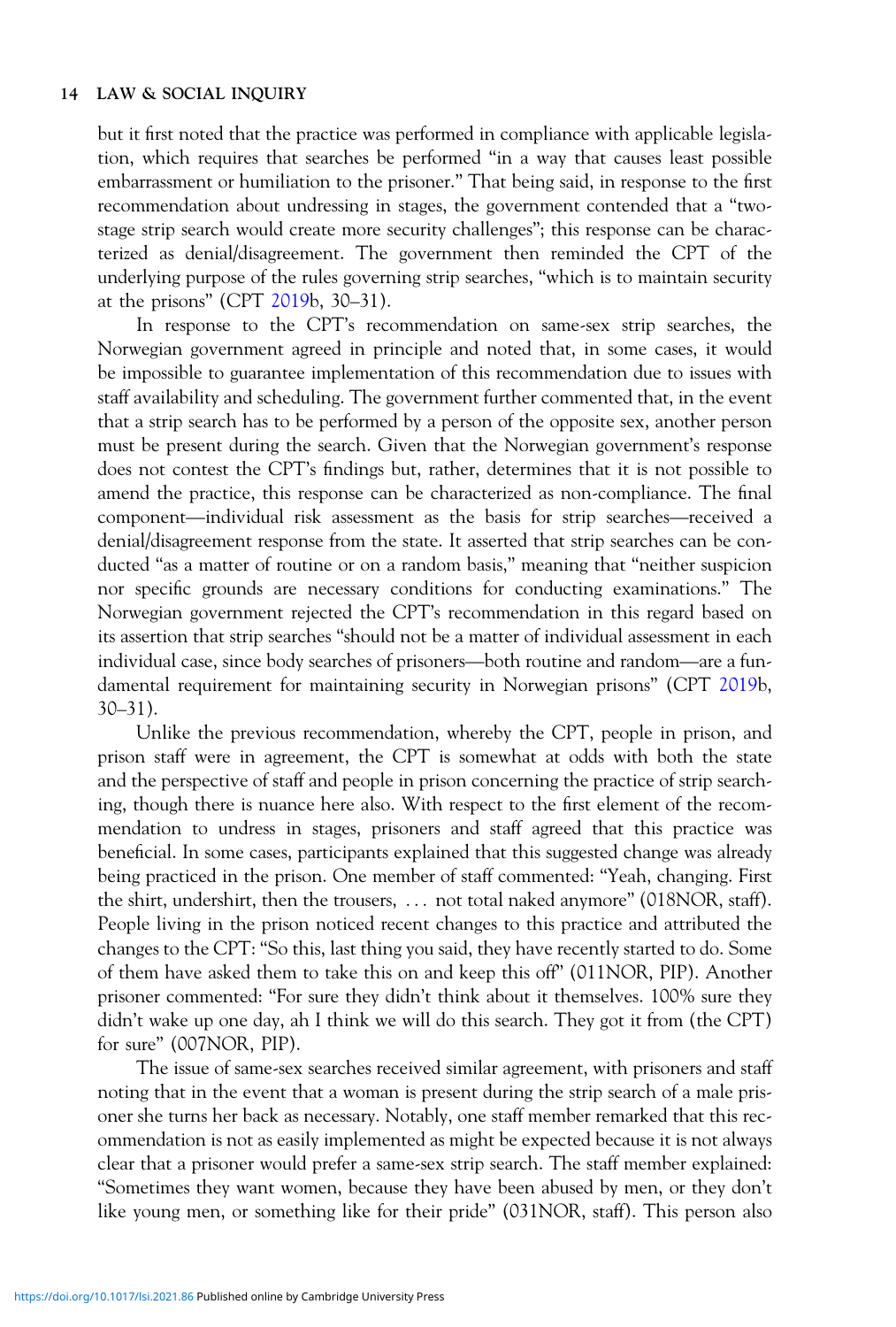but it first noted that the practice was performed in compliance with applicable legislation, which requires that searches be performed "in a way that causes least possible embarrassment or humiliation to the prisoner." That being said, in response to the first recommendation about undressing in stages, the government contended that a "two-stage strip search would create more security challenges"; this response can be characterized as denial/disagreement. The government then reminded the CPT of the underlying purpose of the rules governing strip searches, "which is to maintain security at the prisons" (CPT 2019b, 30–31).

In response to the CPT's recommendation on same-sex strip searches, the Norwegian government agreed in principle and noted that, in some cases, it would be impossible to guarantee implementation of this recommendation due to issues with staff availability and scheduling. The government further commented that, in the event that a strip search has to be performed by a person of the opposite sex, another person must be present during the search. Given that the Norwegian government's response does not contest the CPT's findings but, rather, determines that it is not possible to amend the practice, this response can be characterized as non-compliance. The final component—individual risk assessment as the basis for strip searches—received a denial/disagreement response from the state. It asserted that strip searches can be conducted "as a matter of routine or on a random basis," meaning that "neither suspicion nor specific grounds are necessary conditions for conducting examinations." The Norwegian government rejected the CPT's recommendation in this regard based on its assertion that strip searches "should not be a matter of individual assessment in each individual case, since body searches of prisoners—both routine and random—are a fundamental requirement for maintaining security in Norwegian prisons" (CPT 2019b, 30–31).

Unlike the previous recommendation, whereby the CPT, people in prison, and prison staff were in agreement, the CPT is somewhat at odds with both the state and the perspective of staff and people in prison concerning the practice of strip searching, though there is nuance here also. With respect to the first element of the recommendation to undress in stages, prisoners and staff agreed that this practice was beneficial. In some cases, participants explained that this suggested change was already being practiced in the prison. One member of staff commented: "Yeah, changing. First the shirt, undershirt, then the trousers, … not total naked anymore" (018NOR, staff). People living in the prison noticed recent changes to this practice and attributed the changes to the CPT: "So this, last thing you said, they have recently started to do. Some of them have asked them to take this on and keep this off" (011NOR, PIP). Another prisoner commented: "For sure they didn't think about it themselves. 100% sure they didn't wake up one day, ah I think we will do this search. They got it from (the CPT) for sure" (007NOR, PIP).

The issue of same-sex searches received similar agreement, with prisoners and staff noting that in the event that a woman is present during the strip search of a male prisoner she turns her back as necessary. Notably, one staff member remarked that this recommendation is not as easily implemented as might be expected because it is not always clear that a prisoner would prefer a same-sex strip search. The staff member explained: "Sometimes they want women, because they have been abused by men, or they don't like young men, or something like for their pride" (031NOR, staff). This person also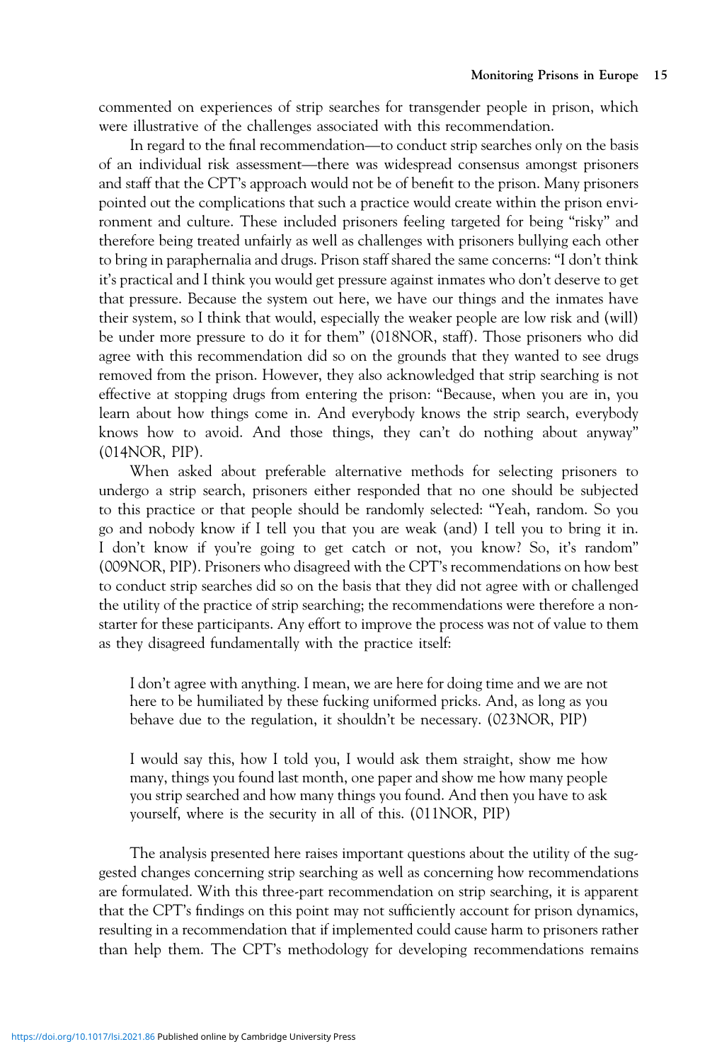commented on experiences of strip searches for transgender people in prison, which were illustrative of the challenges associated with this recommendation.

In regard to the final recommendation—to conduct strip searches only on the basis of an individual risk assessment—there was widespread consensus amongst prisoners and staff that the CPT's approach would not be of benefit to the prison. Many prisoners pointed out the complications that such a practice would create within the prison environment and culture. These included prisoners feeling targeted for being "risky" and therefore being treated unfairly as well as challenges with prisoners bullying each other to bring in paraphernalia and drugs. Prison staff shared the same concerns: "I don't think it's practical and I think you would get pressure against inmates who don't deserve to get that pressure. Because the system out here, we have our things and the inmates have their system, so I think that would, especially the weaker people are low risk and (will) be under more pressure to do it for them" (018NOR, staff). Those prisoners who did agree with this recommendation did so on the grounds that they wanted to see drugs removed from the prison. However, they also acknowledged that strip searching is not effective at stopping drugs from entering the prison: "Because, when you are in, you learn about how things come in. And everybody knows the strip search, everybody knows how to avoid. And those things, they can't do nothing about anyway" (014NOR, PIP).

When asked about preferable alternative methods for selecting prisoners to undergo a strip search, prisoners either responded that no one should be subjected to this practice or that people should be randomly selected: "Yeah, random. So you go and nobody know if I tell you that you are weak (and) I tell you to bring it in. I don't know if you're going to get catch or not, you know? So, it's random" (009NOR, PIP). Prisoners who disagreed with the CPT's recommendations on how best to conduct strip searches did so on the basis that they did not agree with or challenged the utility of the practice of strip searching; the recommendations were therefore a non-starter for these participants. Any effort to improve the process was not of value to them as they disagreed fundamentally with the practice itself:

> I don't agree with anything. I mean, we are here for doing time and we are not here to be humiliated by these fucking uniformed pricks. And, as long as you behave due to the regulation, it shouldn't be necessary. (023NOR, PIP)

> I would say this, how I told you, I would ask them straight, show me how many, things you found last month, one paper and show me how many people you strip searched and how many things you found. And then you have to ask yourself, where is the security in all of this. (011NOR, PIP)

The analysis presented here raises important questions about the utility of the suggested changes concerning strip searching as well as concerning how recommendations are formulated. With this three-part recommendation on strip searching, it is apparent that the CPT's findings on this point may not sufficiently account for prison dynamics, resulting in a recommendation that if implemented could cause harm to prisoners rather than help them. The CPT's methodology for developing recommendations remains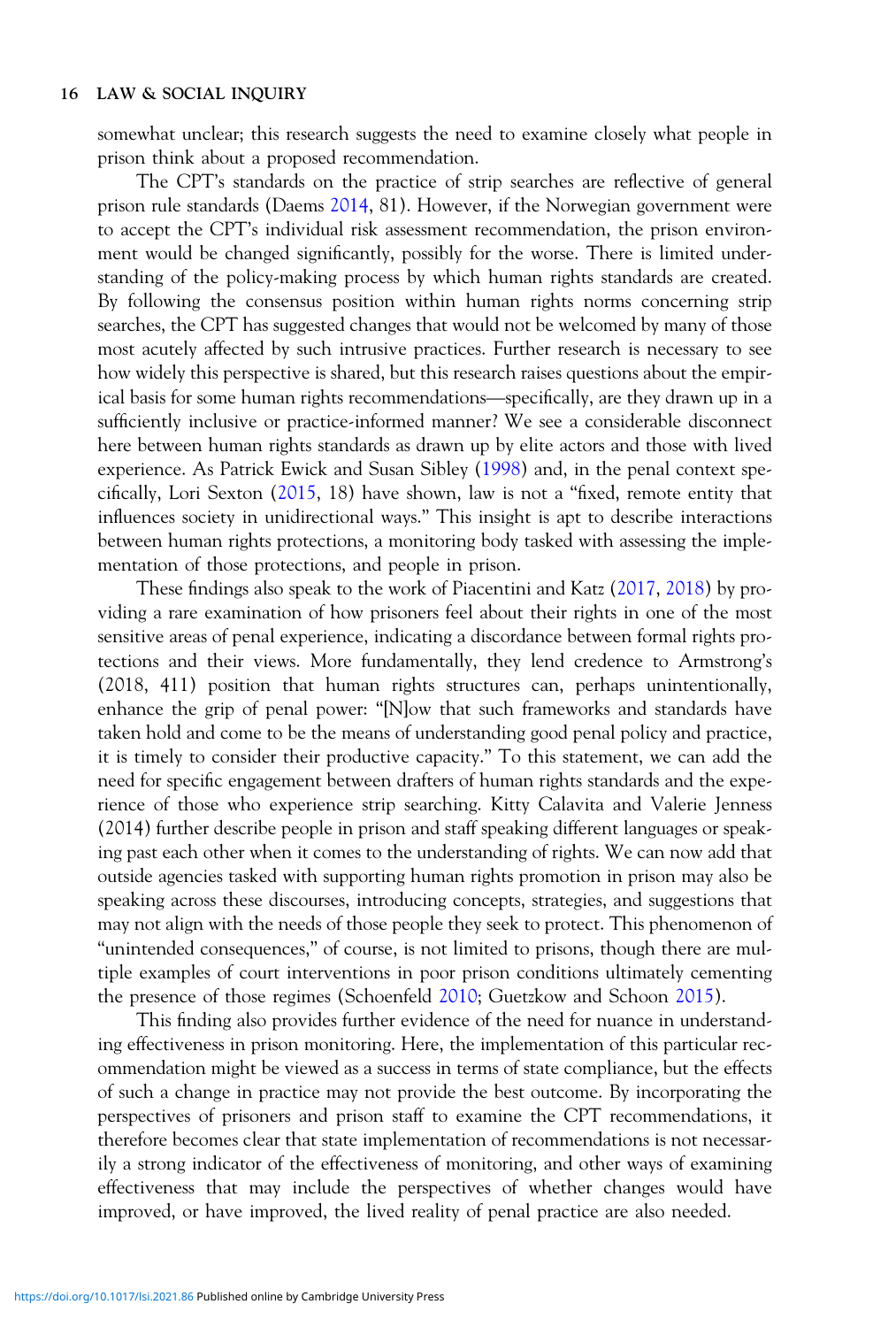somewhat unclear; this research suggests the need to examine closely what people in prison think about a proposed recommendation.

The CPT's standards on the practice of strip searches are reflective of general prison rule standards (Daems 2014, 81). However, if the Norwegian government were to accept the CPT's individual risk assessment recommendation, the prison environment would be changed significantly, possibly for the worse. There is limited understanding of the policy-making process by which human rights standards are created. By following the consensus position within human rights norms concerning strip searches, the CPT has suggested changes that would not be welcomed by many of those most acutely affected by such intrusive practices. Further research is necessary to see how widely this perspective is shared, but this research raises questions about the empirical basis for some human rights recommendations—specifically, are they drawn up in a sufficiently inclusive or practice-informed manner? We see a considerable disconnect here between human rights standards as drawn up by elite actors and those with lived experience. As Patrick Ewick and Susan Sibley (1998) and, in the penal context specifically, Lori Sexton (2015, 18) have shown, law is not a "fixed, remote entity that influences society in unidirectional ways." This insight is apt to describe interactions between human rights protections, a monitoring body tasked with assessing the implementation of those protections, and people in prison.

These findings also speak to the work of Piacentini and Katz (2017, 2018) by providing a rare examination of how prisoners feel about their rights in one of the most sensitive areas of penal experience, indicating a discordance between formal rights protections and their views. More fundamentally, they lend credence to Armstrong's (2018, 411) position that human rights structures can, perhaps unintentionally, enhance the grip of penal power: "[N]ow that such frameworks and standards have taken hold and come to be the means of understanding good penal policy and practice, it is timely to consider their productive capacity." To this statement, we can add the need for specific engagement between drafters of human rights standards and the experience of those who experience strip searching. Kitty Calavita and Valerie Jenness (2014) further describe people in prison and staff speaking different languages or speaking past each other when it comes to the understanding of rights. We can now add that outside agencies tasked with supporting human rights promotion in prison may also be speaking across these discourses, introducing concepts, strategies, and suggestions that may not align with the needs of those people they seek to protect. This phenomenon of "unintended consequences," of course, is not limited to prisons, though there are multiple examples of court interventions in poor prison conditions ultimately cementing the presence of those regimes (Schoenfeld 2010; Guetzkow and Schoon 2015).

This finding also provides further evidence of the need for nuance in understanding effectiveness in prison monitoring. Here, the implementation of this particular recommendation might be viewed as a success in terms of state compliance, but the effects of such a change in practice may not provide the best outcome. By incorporating the perspectives of prisoners and prison staff to examine the CPT recommendations, it therefore becomes clear that state implementation of recommendations is not necessarily a strong indicator of the effectiveness of monitoring, and other ways of examining effectiveness that may include the perspectives of whether changes would have improved, or have improved, the lived reality of penal practice are also needed.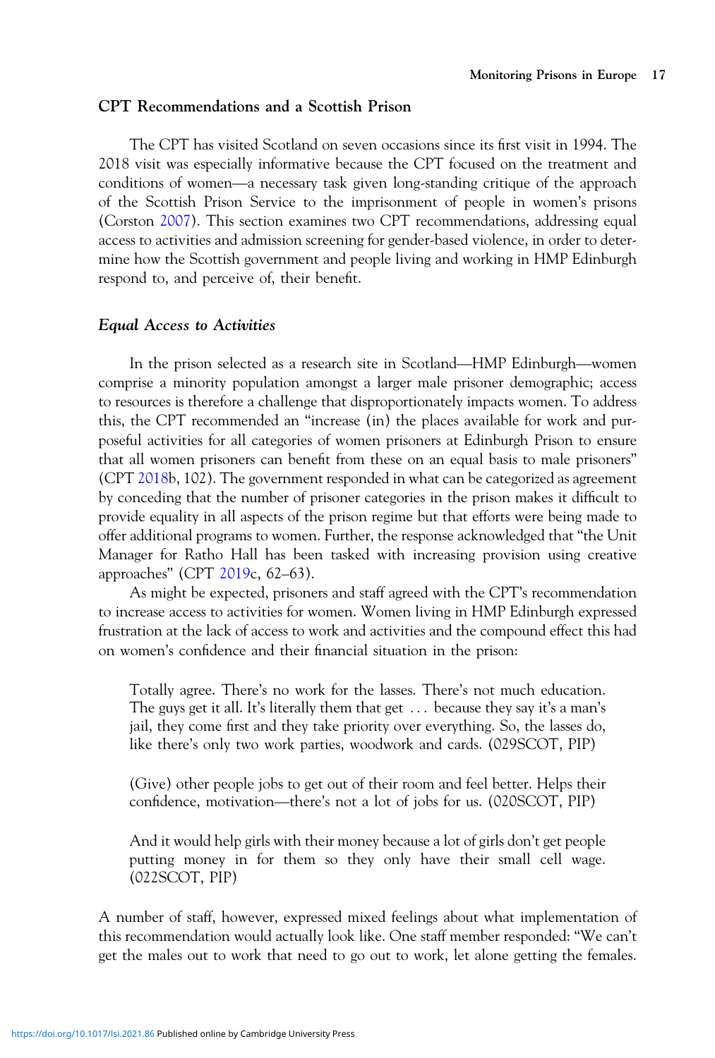## CPT Recommendations and a Scottish Prison

The CPT has visited Scotland on seven occasions since its first visit in 1994. The 2018 visit was especially informative because the CPT focused on the treatment and conditions of women—a necessary task given long-standing critique of the approach of the Scottish Prison Service to the imprisonment of people in women's prisons (Corston 2007). This section examines two CPT recommendations, addressing equal access to activities and admission screening for gender-based violence, in order to determine how the Scottish government and people living and working in HMP Edinburgh respond to, and perceive of, their benefit.

### *Equal Access to Activities*

In the prison selected as a research site in Scotland—HMP Edinburgh—women comprise a minority population amongst a larger male prisoner demographic; access to resources is therefore a challenge that disproportionately impacts women. To address this, the CPT recommended an "increase (in) the places available for work and purposeful activities for all categories of women prisoners at Edinburgh Prison to ensure that all women prisoners can benefit from these on an equal basis to male prisoners" (CPT 2018b, 102). The government responded in what can be categorized as agreement by conceding that the number of prisoner categories in the prison makes it difficult to provide equality in all aspects of the prison regime but that efforts were being made to offer additional programs to women. Further, the response acknowledged that "the Unit Manager for Ratho Hall has been tasked with increasing provision using creative approaches" (CPT 2019c, 62–63).

As might be expected, prisoners and staff agreed with the CPT's recommendation to increase access to activities for women. Women living in HMP Edinburgh expressed frustration at the lack of access to work and activities and the compound effect this had on women's confidence and their financial situation in the prison:

> Totally agree. There's no work for the lasses. There's not much education. The guys get it all. It's literally them that get … because they say it's a man's jail, they come first and they take priority over everything. So, the lasses do, like there's only two work parties, woodwork and cards. (029SCOT, PIP)

> (Give) other people jobs to get out of their room and feel better. Helps their confidence, motivation—there's not a lot of jobs for us. (020SCOT, PIP)

> And it would help girls with their money because a lot of girls don't get people putting money in for them so they only have their small cell wage. (022SCOT, PIP)

A number of staff, however, expressed mixed feelings about what implementation of this recommendation would actually look like. One staff member responded: "We can't get the males out to work that need to go out to work, let alone getting the females.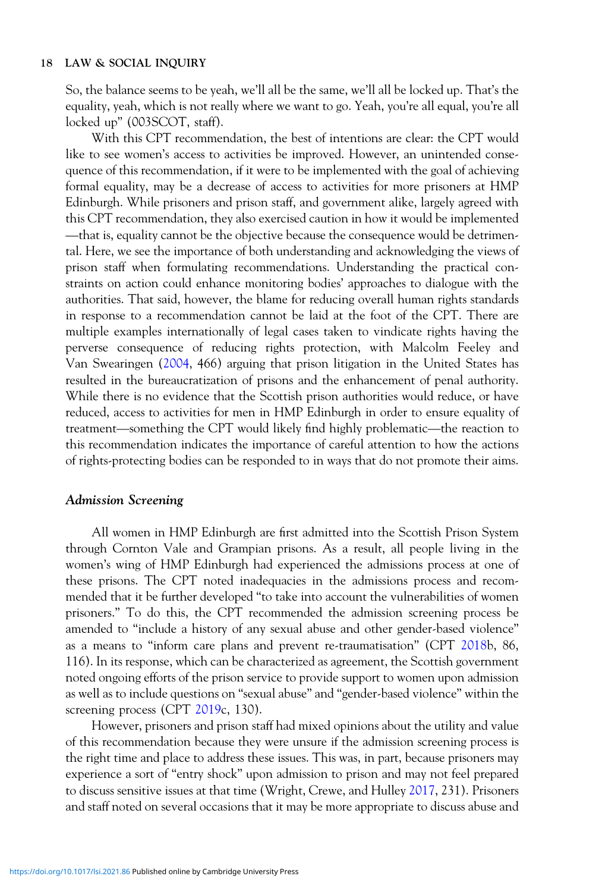So, the balance seems to be yeah, we'll all be the same, we'll all be locked up. That's the equality, yeah, which is not really where we want to go. Yeah, you're all equal, you're all locked up" (003SCOT, staff).

With this CPT recommendation, the best of intentions are clear: the CPT would like to see women's access to activities be improved. However, an unintended consequence of this recommendation, if it were to be implemented with the goal of achieving formal equality, may be a decrease of access to activities for more prisoners at HMP Edinburgh. While prisoners and prison staff, and government alike, largely agreed with this CPT recommendation, they also exercised caution in how it would be implemented—that is, equality cannot be the objective because the consequence would be detrimental. Here, we see the importance of both understanding and acknowledging the views of prison staff when formulating recommendations. Understanding the practical constraints on action could enhance monitoring bodies' approaches to dialogue with the authorities. That said, however, the blame for reducing overall human rights standards in response to a recommendation cannot be laid at the foot of the CPT. There are multiple examples internationally of legal cases taken to vindicate rights having the perverse consequence of reducing rights protection, with Malcolm Feeley and Van Swearingen (2004, 466) arguing that prison litigation in the United States has resulted in the bureaucratization of prisons and the enhancement of penal authority. While there is no evidence that the Scottish prison authorities would reduce, or have reduced, access to activities for men in HMP Edinburgh in order to ensure equality of treatment—something the CPT would likely find highly problematic—the reaction to this recommendation indicates the importance of careful attention to how the actions of rights-protecting bodies can be responded to in ways that do not promote their aims.

### *Admission Screening*

All women in HMP Edinburgh are first admitted into the Scottish Prison System through Cornton Vale and Grampian prisons. As a result, all people living in the women's wing of HMP Edinburgh had experienced the admissions process at one of these prisons. The CPT noted inadequacies in the admissions process and recommended that it be further developed "to take into account the vulnerabilities of women prisoners." To do this, the CPT recommended the admission screening process be amended to "include a history of any sexual abuse and other gender-based violence" as a means to "inform care plans and prevent re-traumatisation" (CPT 2018b, 86, 116). In its response, which can be characterized as agreement, the Scottish government noted ongoing efforts of the prison service to provide support to women upon admission as well as to include questions on "sexual abuse" and "gender-based violence" within the screening process (CPT 2019c, 130).

However, prisoners and prison staff had mixed opinions about the utility and value of this recommendation because they were unsure if the admission screening process is the right time and place to address these issues. This was, in part, because prisoners may experience a sort of "entry shock" upon admission to prison and may not feel prepared to discuss sensitive issues at that time (Wright, Crewe, and Hulley 2017, 231). Prisoners and staff noted on several occasions that it may be more appropriate to discuss abuse and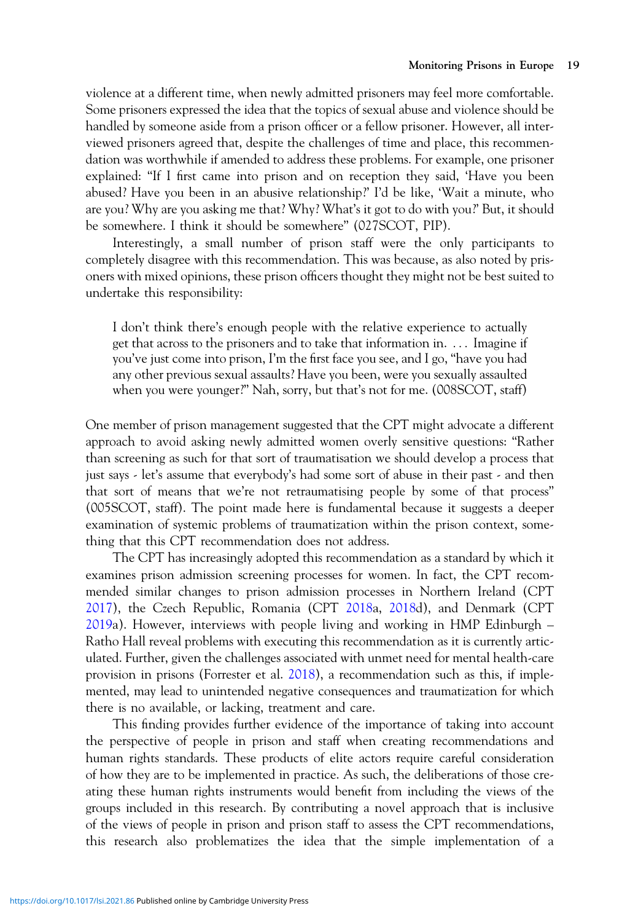violence at a different time, when newly admitted prisoners may feel more comfortable. Some prisoners expressed the idea that the topics of sexual abuse and violence should be handled by someone aside from a prison officer or a fellow prisoner. However, all interviewed prisoners agreed that, despite the challenges of time and place, this recommendation was worthwhile if amended to address these problems. For example, one prisoner explained: "If I first came into prison and on reception they said, 'Have you been abused? Have you been in an abusive relationship?' I'd be like, 'Wait a minute, who are you? Why are you asking me that? Why? What's it got to do with you?' But, it should be somewhere. I think it should be somewhere" (027SCOT, PIP).

Interestingly, a small number of prison staff were the only participants to completely disagree with this recommendation. This was because, as also noted by prisoners with mixed opinions, these prison officers thought they might not be best suited to undertake this responsibility:

> I don't think there's enough people with the relative experience to actually get that across to the prisoners and to take that information in. ... Imagine if you've just come into prison, I'm the first face you see, and I go, "have you had any other previous sexual assaults? Have you been, were you sexually assaulted when you were younger?" Nah, sorry, but that's not for me. (008SCOT, staff)

One member of prison management suggested that the CPT might advocate a different approach to avoid asking newly admitted women overly sensitive questions: "Rather than screening as such for that sort of traumatisation we should develop a process that just says - let's assume that everybody's had some sort of abuse in their past - and then that sort of means that we're not retraumatising people by some of that process" (005SCOT, staff). The point made here is fundamental because it suggests a deeper examination of systemic problems of traumatization within the prison context, something that this CPT recommendation does not address.

The CPT has increasingly adopted this recommendation as a standard by which it examines prison admission screening processes for women. In fact, the CPT recommended similar changes to prison admission processes in Northern Ireland (CPT 2017), the Czech Republic, Romania (CPT 2018a, 2018d), and Denmark (CPT 2019a). However, interviews with people living and working in HMP Edinburgh – Ratho Hall reveal problems with executing this recommendation as it is currently articulated. Further, given the challenges associated with unmet need for mental health-care provision in prisons (Forrester et al. 2018), a recommendation such as this, if implemented, may lead to unintended negative consequences and traumatization for which there is no available, or lacking, treatment and care.

This finding provides further evidence of the importance of taking into account the perspective of people in prison and staff when creating recommendations and human rights standards. These products of elite actors require careful consideration of how they are to be implemented in practice. As such, the deliberations of those creating these human rights instruments would benefit from including the views of the groups included in this research. By contributing a novel approach that is inclusive of the views of people in prison and prison staff to assess the CPT recommendations, this research also problematizes the idea that the simple implementation of a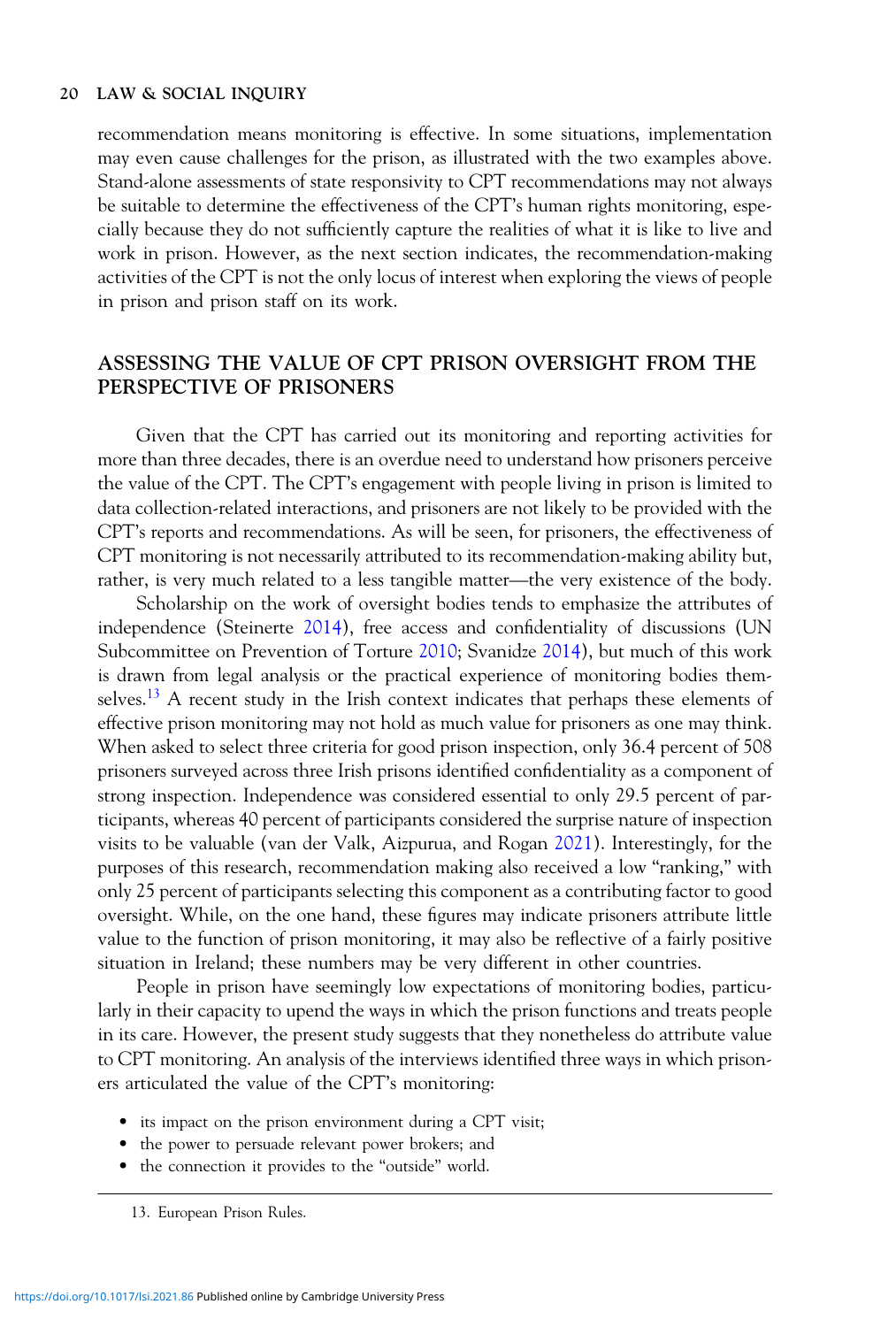recommendation means monitoring is effective. In some situations, implementation may even cause challenges for the prison, as illustrated with the two examples above. Stand-alone assessments of state responsivity to CPT recommendations may not always be suitable to determine the effectiveness of the CPT's human rights monitoring, especially because they do not sufficiently capture the realities of what it is like to live and work in prison. However, as the next section indicates, the recommendation-making activities of the CPT is not the only locus of interest when exploring the views of people in prison and prison staff on its work.

## ASSESSING THE VALUE OF CPT PRISON OVERSIGHT FROM THE PERSPECTIVE OF PRISONERS

Given that the CPT has carried out its monitoring and reporting activities for more than three decades, there is an overdue need to understand how prisoners perceive the value of the CPT. The CPT's engagement with people living in prison is limited to data collection-related interactions, and prisoners are not likely to be provided with the CPT's reports and recommendations. As will be seen, for prisoners, the effectiveness of CPT monitoring is not necessarily attributed to its recommendation-making ability but, rather, is very much related to a less tangible matter—the very existence of the body.

Scholarship on the work of oversight bodies tends to emphasize the attributes of independence (Steinerte 2014), free access and confidentiality of discussions (UN Subcommittee on Prevention of Torture 2010; Svanidze 2014), but much of this work is drawn from legal analysis or the practical experience of monitoring bodies themselves.[13] A recent study in the Irish context indicates that perhaps these elements of effective prison monitoring may not hold as much value for prisoners as one may think. When asked to select three criteria for good prison inspection, only 36.4 percent of 508 prisoners surveyed across three Irish prisons identified confidentiality as a component of strong inspection. Independence was considered essential to only 29.5 percent of participants, whereas 40 percent of participants considered the surprise nature of inspection visits to be valuable (van der Valk, Aizpurua, and Rogan 2021). Interestingly, for the purposes of this research, recommendation making also received a low "ranking," with only 25 percent of participants selecting this component as a contributing factor to good oversight. While, on the one hand, these figures may indicate prisoners attribute little value to the function of prison monitoring, it may also be reflective of a fairly positive situation in Ireland; these numbers may be very different in other countries.

People in prison have seemingly low expectations of monitoring bodies, particularly in their capacity to upend the ways in which the prison functions and treats people in its care. However, the present study suggests that they nonetheless do attribute value to CPT monitoring. An analysis of the interviews identified three ways in which prisoners articulated the value of the CPT's monitoring:

- its impact on the prison environment during a CPT visit;
- the power to persuade relevant power brokers; and
- the connection it provides to the "outside" world.

13. European Prison Rules.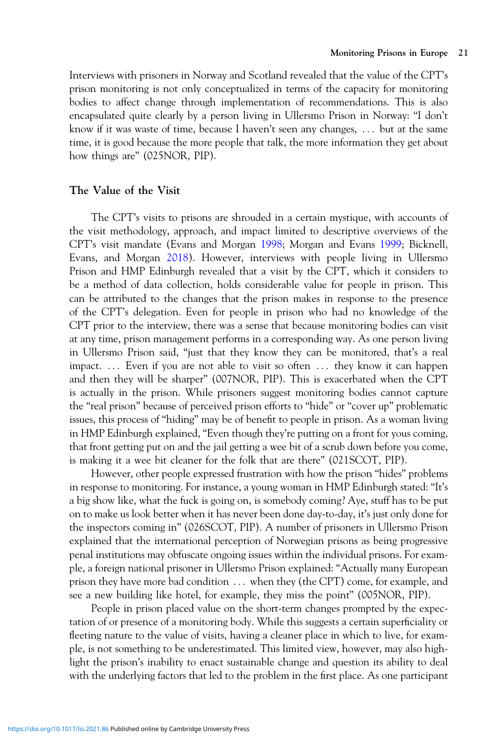Interviews with prisoners in Norway and Scotland revealed that the value of the CPT's prison monitoring is not only conceptualized in terms of the capacity for monitoring bodies to affect change through implementation of recommendations. This is also encapsulated quite clearly by a person living in Ullersmo Prison in Norway: "I don't know if it was waste of time, because I haven't seen any changes, … but at the same time, it is good because the more people that talk, the more information they get about how things are" (025NOR, PIP).

## The Value of the Visit

The CPT's visits to prisons are shrouded in a certain mystique, with accounts of the visit methodology, approach, and impact limited to descriptive overviews of the CPT's visit mandate (Evans and Morgan 1998; Morgan and Evans 1999; Bicknell, Evans, and Morgan 2018). However, interviews with people living in Ullersmo Prison and HMP Edinburgh revealed that a visit by the CPT, which it considers to be a method of data collection, holds considerable value for people in prison. This can be attributed to the changes that the prison makes in response to the presence of the CPT's delegation. Even for people in prison who had no knowledge of the CPT prior to the interview, there was a sense that because monitoring bodies can visit at any time, prison management performs in a corresponding way. As one person living in Ullersmo Prison said, "just that they know they can be monitored, that's a real impact. … Even if you are not able to visit so often … they know it can happen and then they will be sharper" (007NOR, PIP). This is exacerbated when the CPT is actually in the prison. While prisoners suggest monitoring bodies cannot capture the "real prison" because of perceived prison efforts to "hide" or "cover up" problematic issues, this process of "hiding" may be of benefit to people in prison. As a woman living in HMP Edinburgh explained, "Even though they're putting on a front for yous coming, that front getting put on and the jail getting a wee bit of a scrub down before you come, is making it a wee bit cleaner for the folk that are there" (021SCOT, PIP).

However, other people expressed frustration with how the prison "hides" problems in response to monitoring. For instance, a young woman in HMP Edinburgh stated: "It's a big show like, what the fuck is going on, is somebody coming? Aye, stuff has to be put on to make us look better when it has never been done day-to-day, it's just only done for the inspectors coming in" (026SCOT, PIP). A number of prisoners in Ullersmo Prison explained that the international perception of Norwegian prisons as being progressive penal institutions may obfuscate ongoing issues within the individual prisons. For example, a foreign national prisoner in Ullersmo Prison explained: "Actually many European prison they have more bad condition … when they (the CPT) come, for example, and see a new building like hotel, for example, they miss the point" (005NOR, PIP).

People in prison placed value on the short-term changes prompted by the expectation of or presence of a monitoring body. While this suggests a certain superficiality or fleeting nature to the value of visits, having a cleaner place in which to live, for example, is not something to be underestimated. This limited view, however, may also highlight the prison's inability to enact sustainable change and question its ability to deal with the underlying factors that led to the problem in the first place. As one participant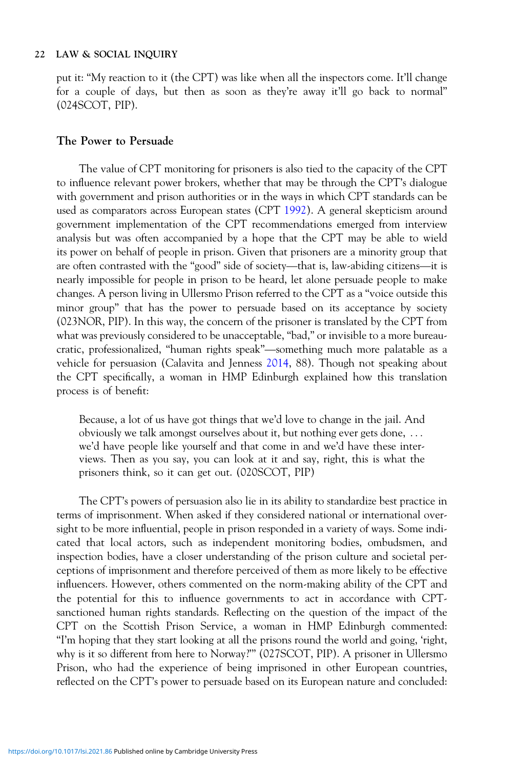put it: "My reaction to it (the CPT) was like when all the inspectors come. It'll change for a couple of days, but then as soon as they're away it'll go back to normal" (024SCOT, PIP).

### The Power to Persuade

The value of CPT monitoring for prisoners is also tied to the capacity of the CPT to influence relevant power brokers, whether that may be through the CPT's dialogue with government and prison authorities or in the ways in which CPT standards can be used as comparators across European states (CPT 1992). A general skepticism around government implementation of the CPT recommendations emerged from interview analysis but was often accompanied by a hope that the CPT may be able to wield its power on behalf of people in prison. Given that prisoners are a minority group that are often contrasted with the "good" side of society—that is, law-abiding citizens—it is nearly impossible for people in prison to be heard, let alone persuade people to make changes. A person living in Ullersmo Prison referred to the CPT as a "voice outside this minor group" that has the power to persuade based on its acceptance by society (023NOR, PIP). In this way, the concern of the prisoner is translated by the CPT from what was previously considered to be unacceptable, "bad," or invisible to a more bureaucratic, professionalized, "human rights speak"—something much more palatable as a vehicle for persuasion (Calavita and Jenness 2014, 88). Though not speaking about the CPT specifically, a woman in HMP Edinburgh explained how this translation process is of benefit:

> Because, a lot of us have got things that we'd love to change in the jail. And obviously we talk amongst ourselves about it, but nothing ever gets done, . . . we'd have people like yourself and that come in and we'd have these interviews. Then as you say, you can look at it and say, right, this is what the prisoners think, so it can get out. (020SCOT, PIP)

The CPT's powers of persuasion also lie in its ability to standardize best practice in terms of imprisonment. When asked if they considered national or international oversight to be more influential, people in prison responded in a variety of ways. Some indicated that local actors, such as independent monitoring bodies, ombudsmen, and inspection bodies, have a closer understanding of the prison culture and societal perceptions of imprisonment and therefore perceived of them as more likely to be effective influencers. However, others commented on the norm-making ability of the CPT and the potential for this to influence governments to act in accordance with CPT-sanctioned human rights standards. Reflecting on the question of the impact of the CPT on the Scottish Prison Service, a woman in HMP Edinburgh commented: "I'm hoping that they start looking at all the prisons round the world and going, 'right, why is it so different from here to Norway?'" (027SCOT, PIP). A prisoner in Ullersmo Prison, who had the experience of being imprisoned in other European countries, reflected on the CPT's power to persuade based on its European nature and concluded: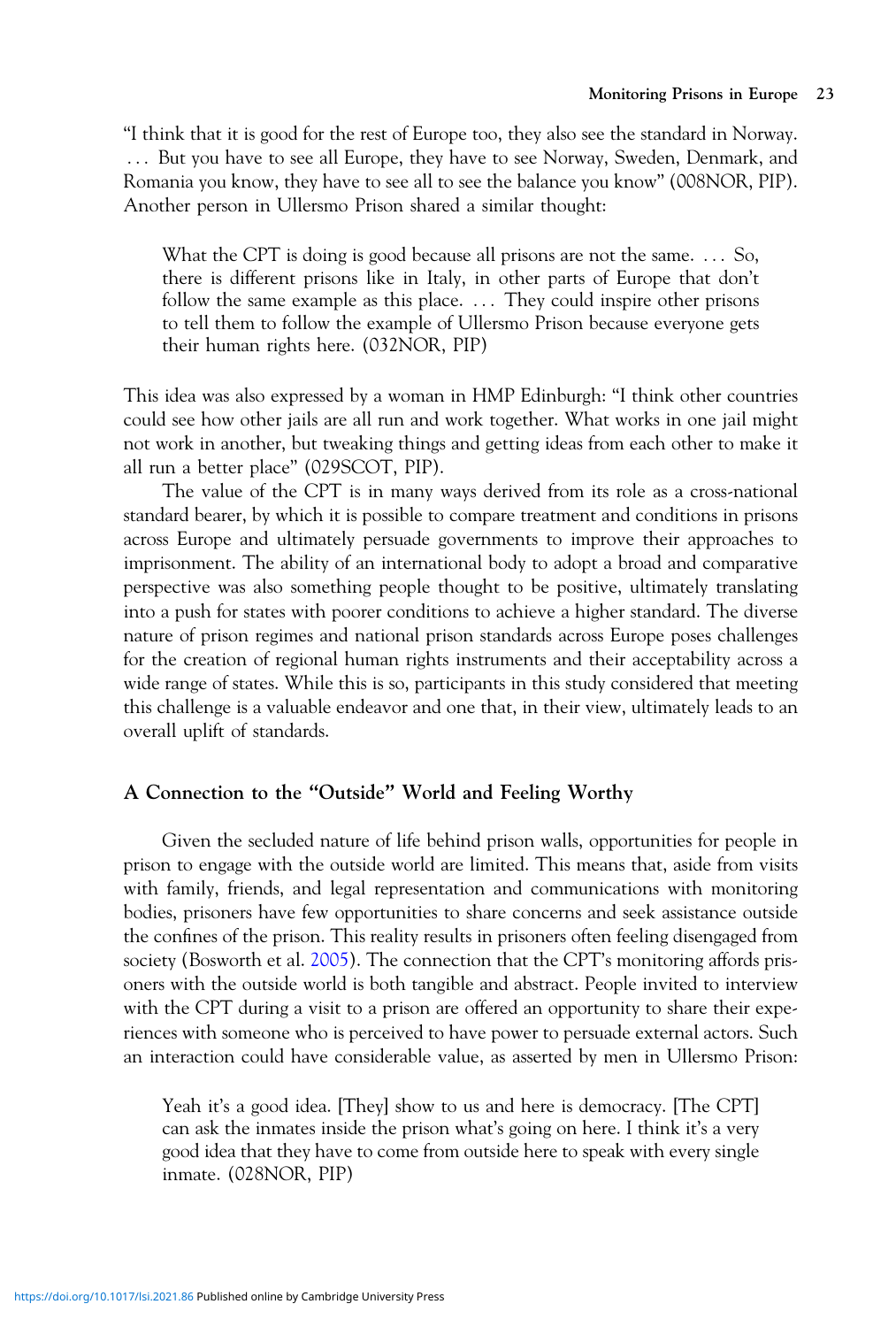"I think that it is good for the rest of Europe too, they also see the standard in Norway. … But you have to see all Europe, they have to see Norway, Sweden, Denmark, and Romania you know, they have to see all to see the balance you know" (008NOR, PIP). Another person in Ullersmo Prison shared a similar thought:

> What the CPT is doing is good because all prisons are not the same. … So, there is different prisons like in Italy, in other parts of Europe that don't follow the same example as this place. … They could inspire other prisons to tell them to follow the example of Ullersmo Prison because everyone gets their human rights here. (032NOR, PIP)

This idea was also expressed by a woman in HMP Edinburgh: "I think other countries could see how other jails are all run and work together. What works in one jail might not work in another, but tweaking things and getting ideas from each other to make it all run a better place" (029SCOT, PIP).

The value of the CPT is in many ways derived from its role as a cross-national standard bearer, by which it is possible to compare treatment and conditions in prisons across Europe and ultimately persuade governments to improve their approaches to imprisonment. The ability of an international body to adopt a broad and comparative perspective was also something people thought to be positive, ultimately translating into a push for states with poorer conditions to achieve a higher standard. The diverse nature of prison regimes and national prison standards across Europe poses challenges for the creation of regional human rights instruments and their acceptability across a wide range of states. While this is so, participants in this study considered that meeting this challenge is a valuable endeavor and one that, in their view, ultimately leads to an overall uplift of standards.

## A Connection to the "Outside" World and Feeling Worthy

Given the secluded nature of life behind prison walls, opportunities for people in prison to engage with the outside world are limited. This means that, aside from visits with family, friends, and legal representation and communications with monitoring bodies, prisoners have few opportunities to share concerns and seek assistance outside the confines of the prison. This reality results in prisoners often feeling disengaged from society (Bosworth et al. 2005). The connection that the CPT's monitoring affords prisoners with the outside world is both tangible and abstract. People invited to interview with the CPT during a visit to a prison are offered an opportunity to share their experiences with someone who is perceived to have power to persuade external actors. Such an interaction could have considerable value, as asserted by men in Ullersmo Prison:

> Yeah it's a good idea. [They] show to us and here is democracy. [The CPT] can ask the inmates inside the prison what's going on here. I think it's a very good idea that they have to come from outside here to speak with every single inmate. (028NOR, PIP)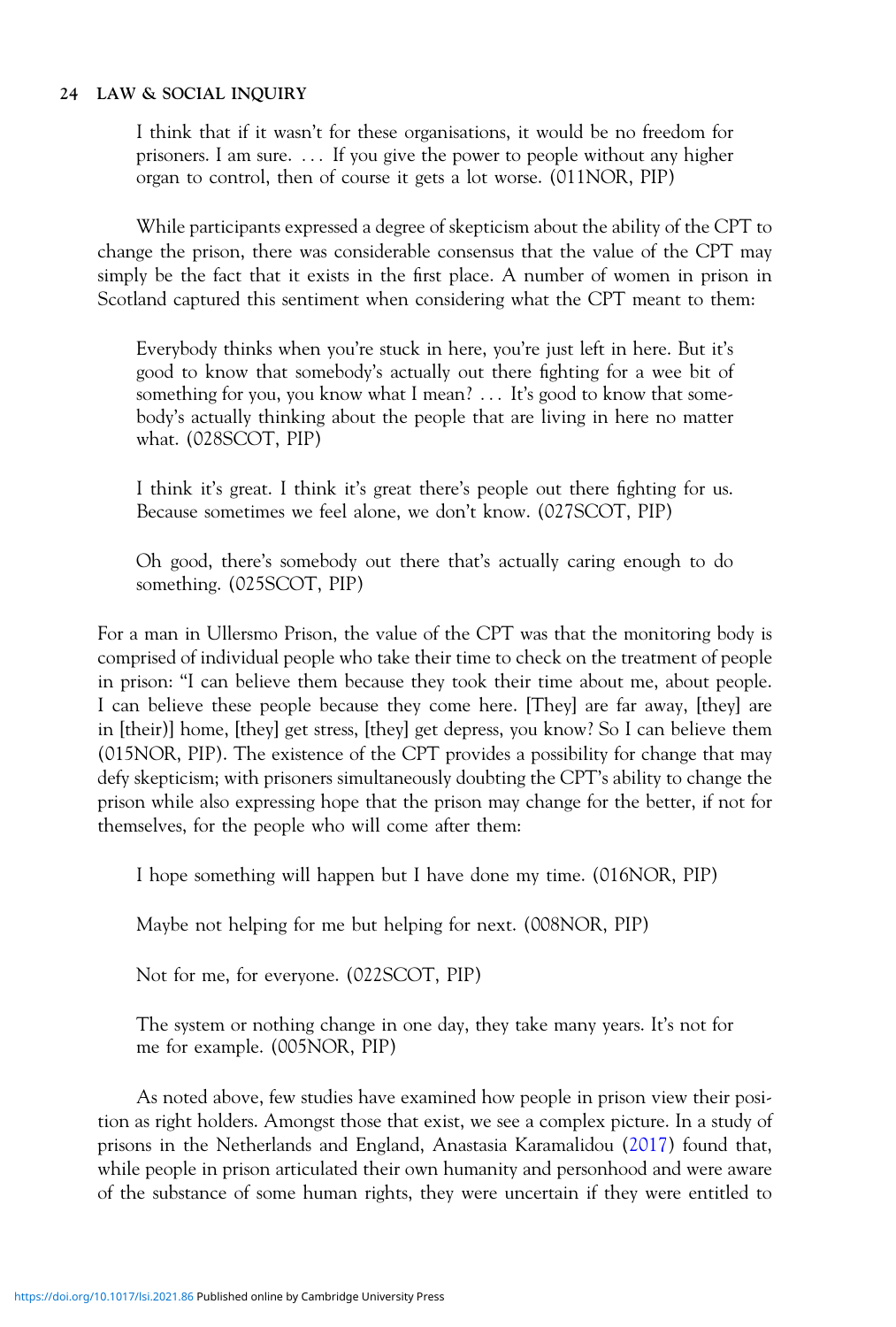> I think that if it wasn't for these organisations, it would be no freedom for prisoners. I am sure. . . . If you give the power to people without any higher organ to control, then of course it gets a lot worse. (011NOR, PIP)

While participants expressed a degree of skepticism about the ability of the CPT to change the prison, there was considerable consensus that the value of the CPT may simply be the fact that it exists in the first place. A number of women in prison in Scotland captured this sentiment when considering what the CPT meant to them:

> Everybody thinks when you're stuck in here, you're just left in here. But it's good to know that somebody's actually out there fighting for a wee bit of something for you, you know what I mean? . . . It's good to know that somebody's actually thinking about the people that are living in here no matter what. (028SCOT, PIP)

> I think it's great. I think it's great there's people out there fighting for us. Because sometimes we feel alone, we don't know. (027SCOT, PIP)

> Oh good, there's somebody out there that's actually caring enough to do something. (025SCOT, PIP)

For a man in Ullersmo Prison, the value of the CPT was that the monitoring body is comprised of individual people who take their time to check on the treatment of people in prison: "I can believe them because they took their time about me, about people. I can believe these people because they come here. [They] are far away, [they] are in [their)] home, [they] get stress, [they] get depress, you know? So I can believe them (015NOR, PIP). The existence of the CPT provides a possibility for change that may defy skepticism; with prisoners simultaneously doubting the CPT's ability to change the prison while also expressing hope that the prison may change for the better, if not for themselves, for the people who will come after them:

> I hope something will happen but I have done my time. (016NOR, PIP)

> Maybe not helping for me but helping for next. (008NOR, PIP)

> Not for me, for everyone. (022SCOT, PIP)

> The system or nothing change in one day, they take many years. It's not for me for example. (005NOR, PIP)

As noted above, few studies have examined how people in prison view their position as right holders. Amongst those that exist, we see a complex picture. In a study of prisons in the Netherlands and England, Anastasia Karamalidou (2017) found that, while people in prison articulated their own humanity and personhood and were aware of the substance of some human rights, they were uncertain if they were entitled to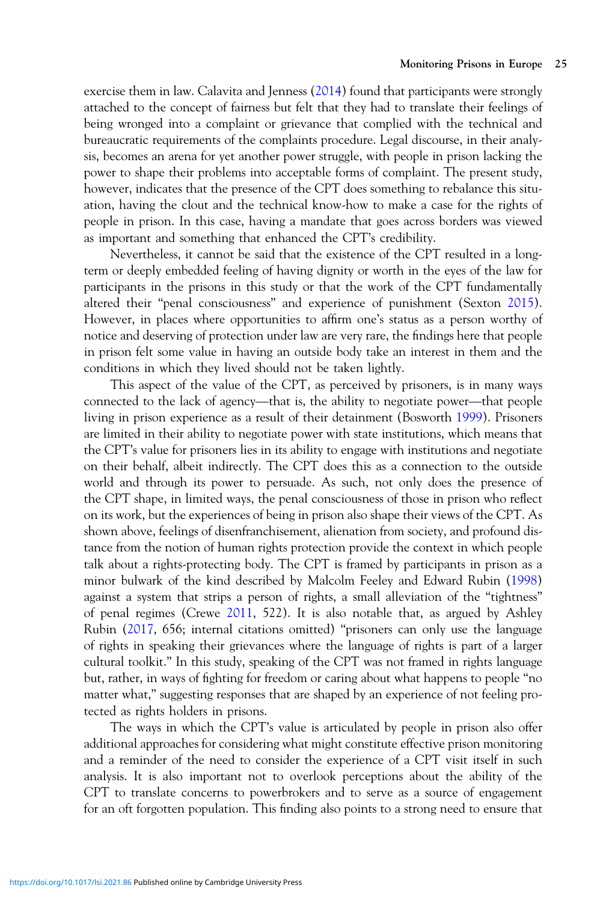exercise them in law. Calavita and Jenness (2014) found that participants were strongly attached to the concept of fairness but felt that they had to translate their feelings of being wronged into a complaint or grievance that complied with the technical and bureaucratic requirements of the complaints procedure. Legal discourse, in their analysis, becomes an arena for yet another power struggle, with people in prison lacking the power to shape their problems into acceptable forms of complaint. The present study, however, indicates that the presence of the CPT does something to rebalance this situation, having the clout and the technical know-how to make a case for the rights of people in prison. In this case, having a mandate that goes across borders was viewed as important and something that enhanced the CPT's credibility.

Nevertheless, it cannot be said that the existence of the CPT resulted in a long-term or deeply embedded feeling of having dignity or worth in the eyes of the law for participants in the prisons in this study or that the work of the CPT fundamentally altered their "penal consciousness" and experience of punishment (Sexton 2015). However, in places where opportunities to affirm one's status as a person worthy of notice and deserving of protection under law are very rare, the findings here that people in prison felt some value in having an outside body take an interest in them and the conditions in which they lived should not be taken lightly.

This aspect of the value of the CPT, as perceived by prisoners, is in many ways connected to the lack of agency—that is, the ability to negotiate power—that people living in prison experience as a result of their detainment (Bosworth 1999). Prisoners are limited in their ability to negotiate power with state institutions, which means that the CPT's value for prisoners lies in its ability to engage with institutions and negotiate on their behalf, albeit indirectly. The CPT does this as a connection to the outside world and through its power to persuade. As such, not only does the presence of the CPT shape, in limited ways, the penal consciousness of those in prison who reflect on its work, but the experiences of being in prison also shape their views of the CPT. As shown above, feelings of disenfranchisement, alienation from society, and profound distance from the notion of human rights protection provide the context in which people talk about a rights-protecting body. The CPT is framed by participants in prison as a minor bulwark of the kind described by Malcolm Feeley and Edward Rubin (1998) against a system that strips a person of rights, a small alleviation of the "tightness" of penal regimes (Crewe 2011, 522). It is also notable that, as argued by Ashley Rubin (2017, 656; internal citations omitted) "prisoners can only use the language of rights in speaking their grievances where the language of rights is part of a larger cultural toolkit." In this study, speaking of the CPT was not framed in rights language but, rather, in ways of fighting for freedom or caring about what happens to people "no matter what," suggesting responses that are shaped by an experience of not feeling protected as rights holders in prisons.

The ways in which the CPT's value is articulated by people in prison also offer additional approaches for considering what might constitute effective prison monitoring and a reminder of the need to consider the experience of a CPT visit itself in such analysis. It is also important not to overlook perceptions about the ability of the CPT to translate concerns to powerbrokers and to serve as a source of engagement for an oft forgotten population. This finding also points to a strong need to ensure that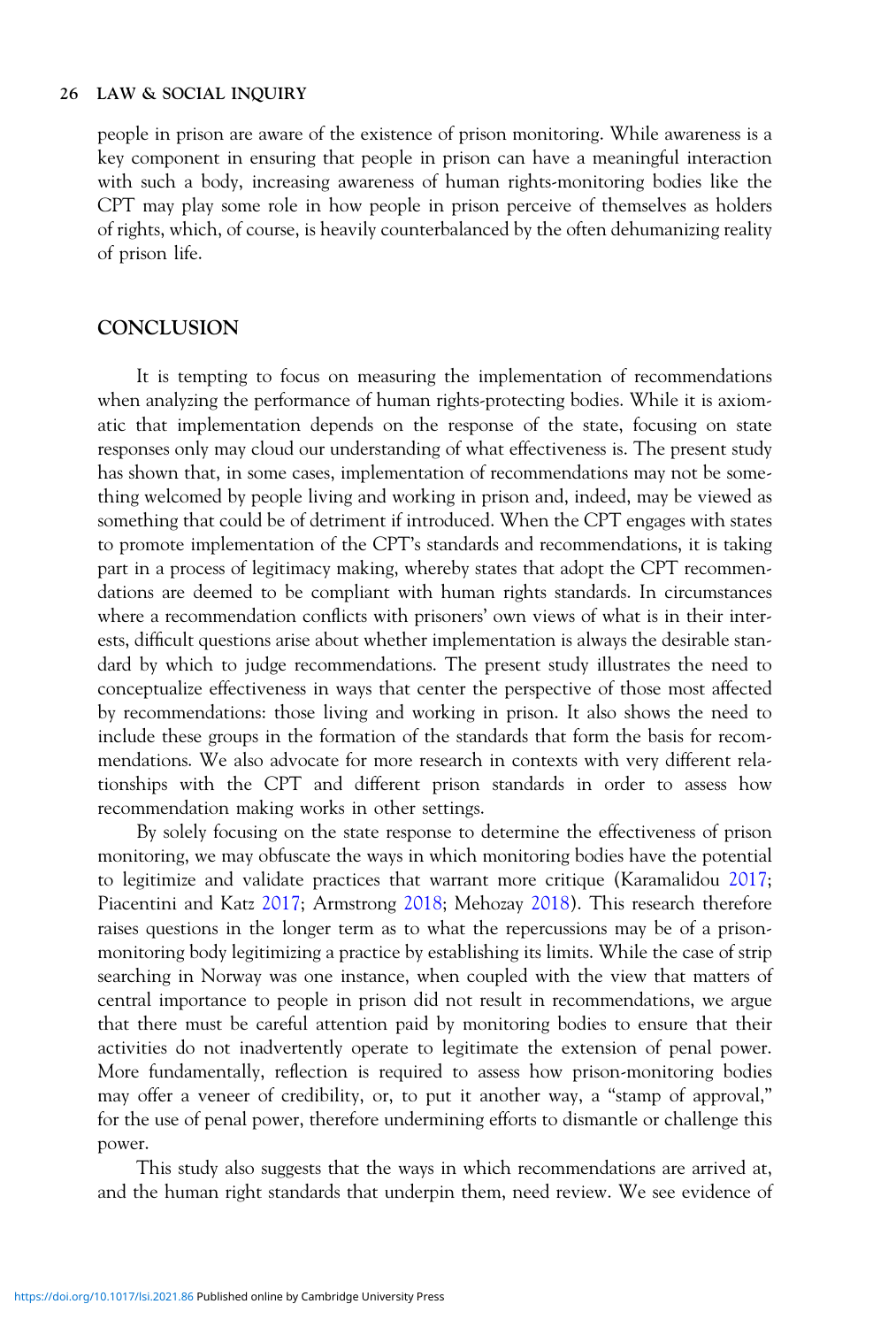people in prison are aware of the existence of prison monitoring. While awareness is a key component in ensuring that people in prison can have a meaningful interaction with such a body, increasing awareness of human rights-monitoring bodies like the CPT may play some role in how people in prison perceive of themselves as holders of rights, which, of course, is heavily counterbalanced by the often dehumanizing reality of prison life.

## CONCLUSION

It is tempting to focus on measuring the implementation of recommendations when analyzing the performance of human rights-protecting bodies. While it is axiomatic that implementation depends on the response of the state, focusing on state responses only may cloud our understanding of what effectiveness is. The present study has shown that, in some cases, implementation of recommendations may not be something welcomed by people living and working in prison and, indeed, may be viewed as something that could be of detriment if introduced. When the CPT engages with states to promote implementation of the CPT's standards and recommendations, it is taking part in a process of legitimacy making, whereby states that adopt the CPT recommendations are deemed to be compliant with human rights standards. In circumstances where a recommendation conflicts with prisoners' own views of what is in their interests, difficult questions arise about whether implementation is always the desirable standard by which to judge recommendations. The present study illustrates the need to conceptualize effectiveness in ways that center the perspective of those most affected by recommendations: those living and working in prison. It also shows the need to include these groups in the formation of the standards that form the basis for recommendations. We also advocate for more research in contexts with very different relationships with the CPT and different prison standards in order to assess how recommendation making works in other settings.

By solely focusing on the state response to determine the effectiveness of prison monitoring, we may obfuscate the ways in which monitoring bodies have the potential to legitimize and validate practices that warrant more critique (Karamalidou 2017; Piacentini and Katz 2017; Armstrong 2018; Mehozay 2018). This research therefore raises questions in the longer term as to what the repercussions may be of a prison-monitoring body legitimizing a practice by establishing its limits. While the case of strip searching in Norway was one instance, when coupled with the view that matters of central importance to people in prison did not result in recommendations, we argue that there must be careful attention paid by monitoring bodies to ensure that their activities do not inadvertently operate to legitimate the extension of penal power. More fundamentally, reflection is required to assess how prison-monitoring bodies may offer a veneer of credibility, or, to put it another way, a "stamp of approval," for the use of penal power, therefore undermining efforts to dismantle or challenge this power.

This study also suggests that the ways in which recommendations are arrived at, and the human right standards that underpin them, need review. We see evidence of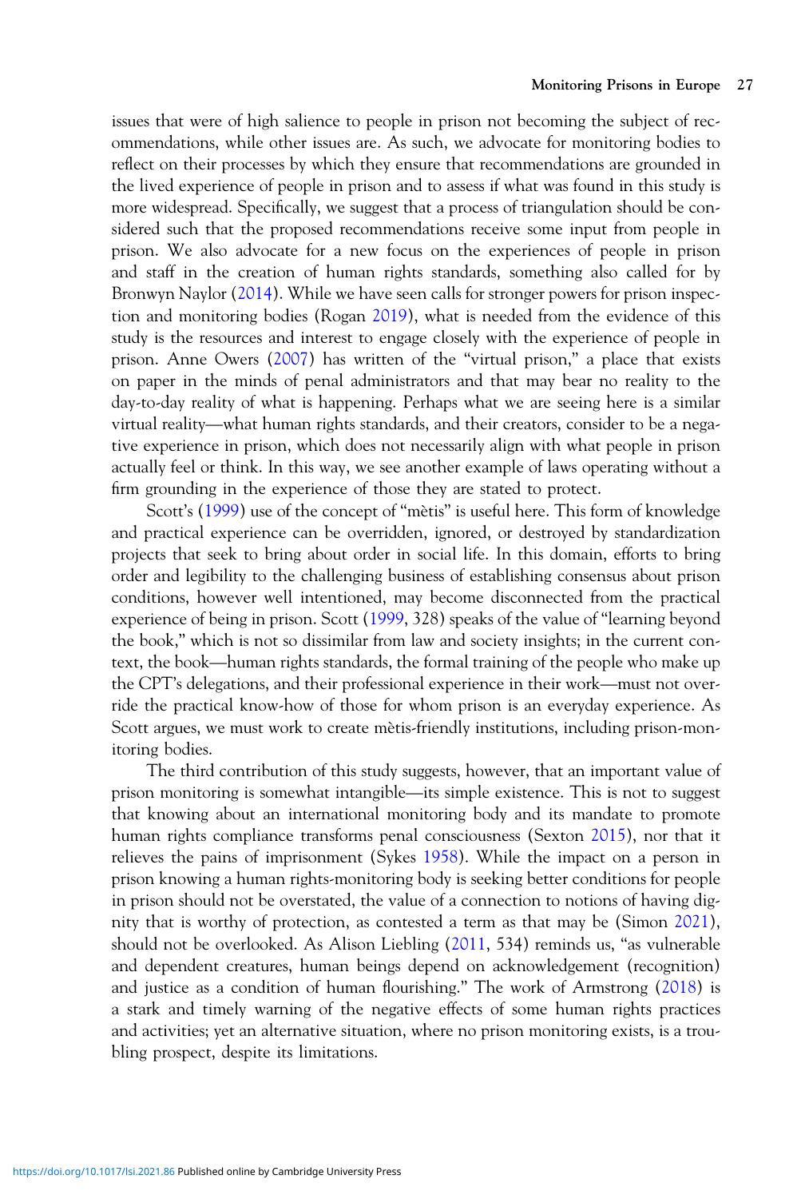issues that were of high salience to people in prison not becoming the subject of recommendations, while other issues are. As such, we advocate for monitoring bodies to reflect on their processes by which they ensure that recommendations are grounded in the lived experience of people in prison and to assess if what was found in this study is more widespread. Specifically, we suggest that a process of triangulation should be considered such that the proposed recommendations receive some input from people in prison. We also advocate for a new focus on the experiences of people in prison and staff in the creation of human rights standards, something also called for by Bronwyn Naylor (2014). While we have seen calls for stronger powers for prison inspection and monitoring bodies (Rogan 2019), what is needed from the evidence of this study is the resources and interest to engage closely with the experience of people in prison. Anne Owers (2007) has written of the "virtual prison," a place that exists on paper in the minds of penal administrators and that may bear no reality to the day-to-day reality of what is happening. Perhaps what we are seeing here is a similar virtual reality—what human rights standards, and their creators, consider to be a negative experience in prison, which does not necessarily align with what people in prison actually feel or think. In this way, we see another example of laws operating without a firm grounding in the experience of those they are stated to protect.

Scott's (1999) use of the concept of "mètis" is useful here. This form of knowledge and practical experience can be overridden, ignored, or destroyed by standardization projects that seek to bring about order in social life. In this domain, efforts to bring order and legibility to the challenging business of establishing consensus about prison conditions, however well intentioned, may become disconnected from the practical experience of being in prison. Scott (1999, 328) speaks of the value of "learning beyond the book," which is not so dissimilar from law and society insights; in the current context, the book—human rights standards, the formal training of the people who make up the CPT's delegations, and their professional experience in their work—must not override the practical know-how of those for whom prison is an everyday experience. As Scott argues, we must work to create mètis-friendly institutions, including prison-monitoring bodies.

The third contribution of this study suggests, however, that an important value of prison monitoring is somewhat intangible—its simple existence. This is not to suggest that knowing about an international monitoring body and its mandate to promote human rights compliance transforms penal consciousness (Sexton 2015), nor that it relieves the pains of imprisonment (Sykes 1958). While the impact on a person in prison knowing a human rights-monitoring body is seeking better conditions for people in prison should not be overstated, the value of a connection to notions of having dignity that is worthy of protection, as contested a term as that may be (Simon 2021), should not be overlooked. As Alison Liebling (2011, 534) reminds us, "as vulnerable and dependent creatures, human beings depend on acknowledgement (recognition) and justice as a condition of human flourishing." The work of Armstrong (2018) is a stark and timely warning of the negative effects of some human rights practices and activities; yet an alternative situation, where no prison monitoring exists, is a troubling prospect, despite its limitations.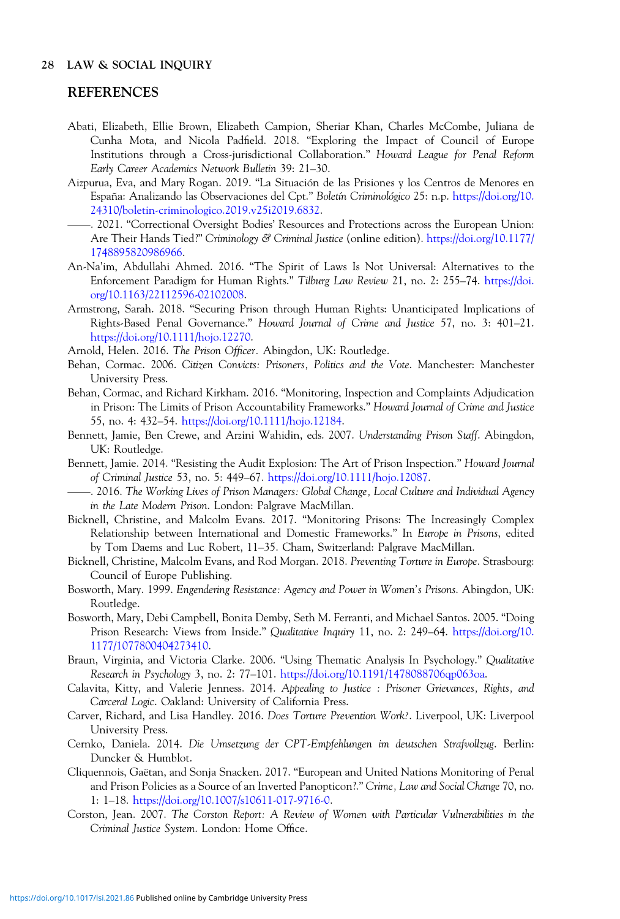## REFERENCES

Abati, Elizabeth, Ellie Brown, Elizabeth Campion, Sheriar Khan, Charles McCombe, Juliana de Cunha Mota, and Nicola Padfield. 2018. "Exploring the Impact of Council of Europe Institutions through a Cross-jurisdictional Collaboration." *Howard League for Penal Reform Early Career Academics Network Bulletin* 39: 21–30.

Aizpurua, Eva, and Mary Rogan. 2019. "La Situación de las Prisiones y los Centros de Menores en España: Analizando las Observaciones del Cpt." *Boletín Criminológico* 25: n.p. https://doi.org/10.24310/boletin-criminologico.2019.v25i2019.6832.

——. 2021. "Correctional Oversight Bodies' Resources and Protections across the European Union: Are Their Hands Tied?" *Criminology & Criminal Justice* (online edition). https://doi.org/10.1177/1748895820986966.

An-Na'im, Abdullahi Ahmed. 2016. "The Spirit of Laws Is Not Universal: Alternatives to the Enforcement Paradigm for Human Rights." *Tilburg Law Review* 21, no. 2: 255–74. https://doi.org/10.1163/22112596-02102008.

Armstrong, Sarah. 2018. "Securing Prison through Human Rights: Unanticipated Implications of Rights-Based Penal Governance." *Howard Journal of Crime and Justice* 57, no. 3: 401–21. https://doi.org/10.1111/hojo.12270.

Arnold, Helen. 2016. *The Prison Officer*. Abingdon, UK: Routledge.

Behan, Cormac. 2006. *Citizen Convicts: Prisoners, Politics and the Vote*. Manchester: Manchester University Press.

Behan, Cormac, and Richard Kirkham. 2016. "Monitoring, Inspection and Complaints Adjudication in Prison: The Limits of Prison Accountability Frameworks." *Howard Journal of Crime and Justice* 55, no. 4: 432–54. https://doi.org/10.1111/hojo.12184.

Bennett, Jamie, Ben Crewe, and Arzini Wahidin, eds. 2007. *Understanding Prison Staff*. Abingdon, UK: Routledge.

Bennett, Jamie. 2014. "Resisting the Audit Explosion: The Art of Prison Inspection." *Howard Journal of Criminal Justice* 53, no. 5: 449–67. https://doi.org/10.1111/hojo.12087.

——. 2016. *The Working Lives of Prison Managers: Global Change, Local Culture and Individual Agency in the Late Modern Prison*. London: Palgrave MacMillan.

Bicknell, Christine, and Malcolm Evans. 2017. "Monitoring Prisons: The Increasingly Complex Relationship between International and Domestic Frameworks." In *Europe in Prisons*, edited by Tom Daems and Luc Robert, 11–35. Cham, Switzerland: Palgrave MacMillan.

Bicknell, Christine, Malcolm Evans, and Rod Morgan. 2018. *Preventing Torture in Europe*. Strasbourg: Council of Europe Publishing.

Bosworth, Mary. 1999. *Engendering Resistance: Agency and Power in Women's Prisons*. Abingdon, UK: Routledge.

Bosworth, Mary, Debi Campbell, Bonita Demby, Seth M. Ferranti, and Michael Santos. 2005. "Doing Prison Research: Views from Inside." *Qualitative Inquiry* 11, no. 2: 249–64. https://doi.org/10.1177/1077800404273410.

Braun, Virginia, and Victoria Clarke. 2006. "Using Thematic Analysis In Psychology." *Qualitative Research in Psychology* 3, no. 2: 77–101. https://doi.org/10.1191/1478088706qp063oa.

Calavita, Kitty, and Valerie Jenness. 2014. *Appealing to Justice : Prisoner Grievances, Rights, and Carceral Logic*. Oakland: University of California Press.

Carver, Richard, and Lisa Handley. 2016. *Does Torture Prevention Work?*. Liverpool, UK: Liverpool University Press.

Cernko, Daniela. 2014. *Die Umsetzung der CPT-Empfehlungen im deutschen Strafvollzug*. Berlin: Duncker & Humblot.

Cliquennois, Gaëtan, and Sonja Snacken. 2017. "European and United Nations Monitoring of Penal and Prison Policies as a Source of an Inverted Panopticon?." *Crime, Law and Social Change* 70, no. 1: 1–18. https://doi.org/10.1007/s10611-017-9716-0.

Corston, Jean. 2007. *The Corston Report: A Review of Women with Particular Vulnerabilities in the Criminal Justice System*. London: Home Office.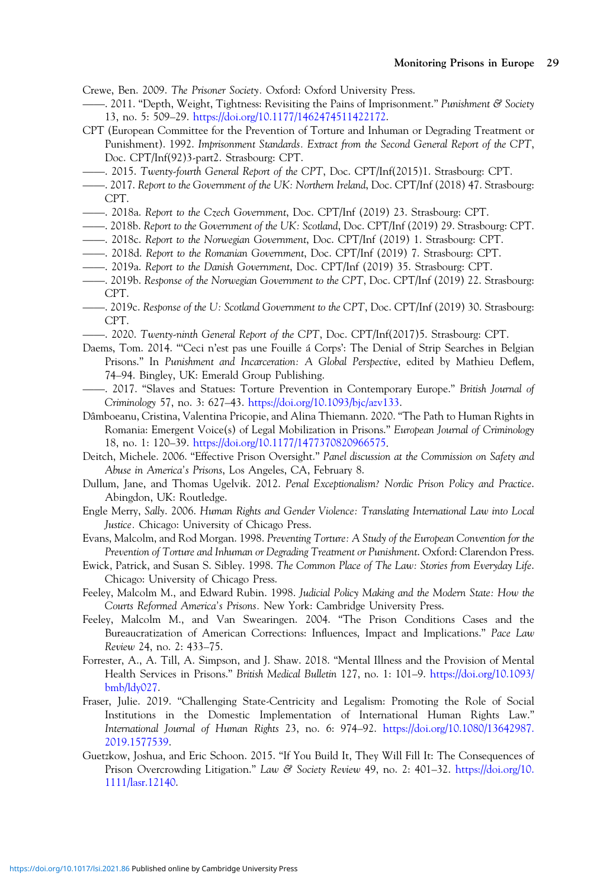Crewe, Ben. 2009. *The Prisoner Society*. Oxford: Oxford University Press.

——. 2011. "Depth, Weight, Tightness: Revisiting the Pains of Imprisonment." *Punishment & Society* 13, no. 5: 509–29. https://doi.org/10.1177/1462474511422172.

CPT (European Committee for the Prevention of Torture and Inhuman or Degrading Treatment or Punishment). 1992. *Imprisonment Standards. Extract from the Second General Report of the CPT*, Doc. CPT/Inf(92)3-part2. Strasbourg: CPT.

——. 2015. *Twenty-fourth General Report of the CPT*, Doc. CPT/Inf(2015)1. Strasbourg: CPT.

——. 2017. *Report to the Government of the UK: Northern Ireland*, Doc. CPT/Inf (2018) 47. Strasbourg: CPT.

——. 2018a. *Report to the Czech Government*, Doc. CPT/Inf (2019) 23. Strasbourg: CPT.

——. 2018b. *Report to the Government of the UK: Scotland*, Doc. CPT/Inf (2019) 29. Strasbourg: CPT.

——. 2018c. *Report to the Norwegian Government*, Doc. CPT/Inf (2019) 1. Strasbourg: CPT.

——. 2018d. *Report to the Romanian Government*, Doc. CPT/Inf (2019) 7. Strasbourg: CPT.

——. 2019a. *Report to the Danish Government*, Doc. CPT/Inf (2019) 35. Strasbourg: CPT.

——. 2019b. *Response of the Norwegian Government to the CPT*, Doc. CPT/Inf (2019) 22. Strasbourg: CPT.

——. 2019c. *Response of the U: Scotland Government to the CPT*, Doc. CPT/Inf (2019) 30. Strasbourg: CPT.

——. 2020. *Twenty-ninth General Report of the CPT*, Doc. CPT/Inf(2017)5. Strasbourg: CPT.

Daems, Tom. 2014. "'Ceci n'est pas une Fouille á Corps': The Denial of Strip Searches in Belgian Prisons." In *Punishment and Incarceration: A Global Perspective*, edited by Mathieu Deflem, 74–94. Bingley, UK: Emerald Group Publishing.

——. 2017. "Slaves and Statues: Torture Prevention in Contemporary Europe." *British Journal of Criminology* 57, no. 3: 627–43. https://doi.org/10.1093/bjc/azv133.

Dâmboeanu, Cristina, Valentina Pricopie, and Alina Thiemann. 2020. "The Path to Human Rights in Romania: Emergent Voice(s) of Legal Mobilization in Prisons." *European Journal of Criminology* 18, no. 1: 120–39. https://doi.org/10.1177/1477370820966575.

Deitch, Michele. 2006. "Effective Prison Oversight." *Panel discussion at the Commission on Safety and Abuse in America's Prisons*, Los Angeles, CA, February 8.

Dullum, Jane, and Thomas Ugelvik. 2012. *Penal Exceptionalism? Nordic Prison Policy and Practice*. Abingdon, UK: Routledge.

Engle Merry, Sally. 2006. *Human Rights and Gender Violence: Translating International Law into Local Justice*. Chicago: University of Chicago Press.

Evans, Malcolm, and Rod Morgan. 1998. *Preventing Torture: A Study of the European Convention for the Prevention of Torture and Inhuman or Degrading Treatment or Punishment*. Oxford: Clarendon Press.

Ewick, Patrick, and Susan S. Sibley. 1998. *The Common Place of The Law: Stories from Everyday Life*. Chicago: University of Chicago Press.

Feeley, Malcolm M., and Edward Rubin. 1998. *Judicial Policy Making and the Modern State: How the Courts Reformed America's Prisons*. New York: Cambridge University Press.

Feeley, Malcolm M., and Van Swearingen. 2004. "The Prison Conditions Cases and the Bureaucratization of American Corrections: Influences, Impact and Implications." *Pace Law Review* 24, no. 2: 433–75.

Forrester, A., A. Till, A. Simpson, and J. Shaw. 2018. "Mental Illness and the Provision of Mental Health Services in Prisons." *British Medical Bulletin* 127, no. 1: 101–9. https://doi.org/10.1093/bmb/ldy027.

Fraser, Julie. 2019. "Challenging State-Centricity and Legalism: Promoting the Role of Social Institutions in the Domestic Implementation of International Human Rights Law." *International Journal of Human Rights* 23, no. 6: 974–92. https://doi.org/10.1080/13642987.2019.1577539.

Guetzkow, Joshua, and Eric Schoon. 2015. "If You Build It, They Will Fill It: The Consequences of Prison Overcrowding Litigation." *Law & Society Review* 49, no. 2: 401–32. https://doi.org/10.1111/lasr.12140.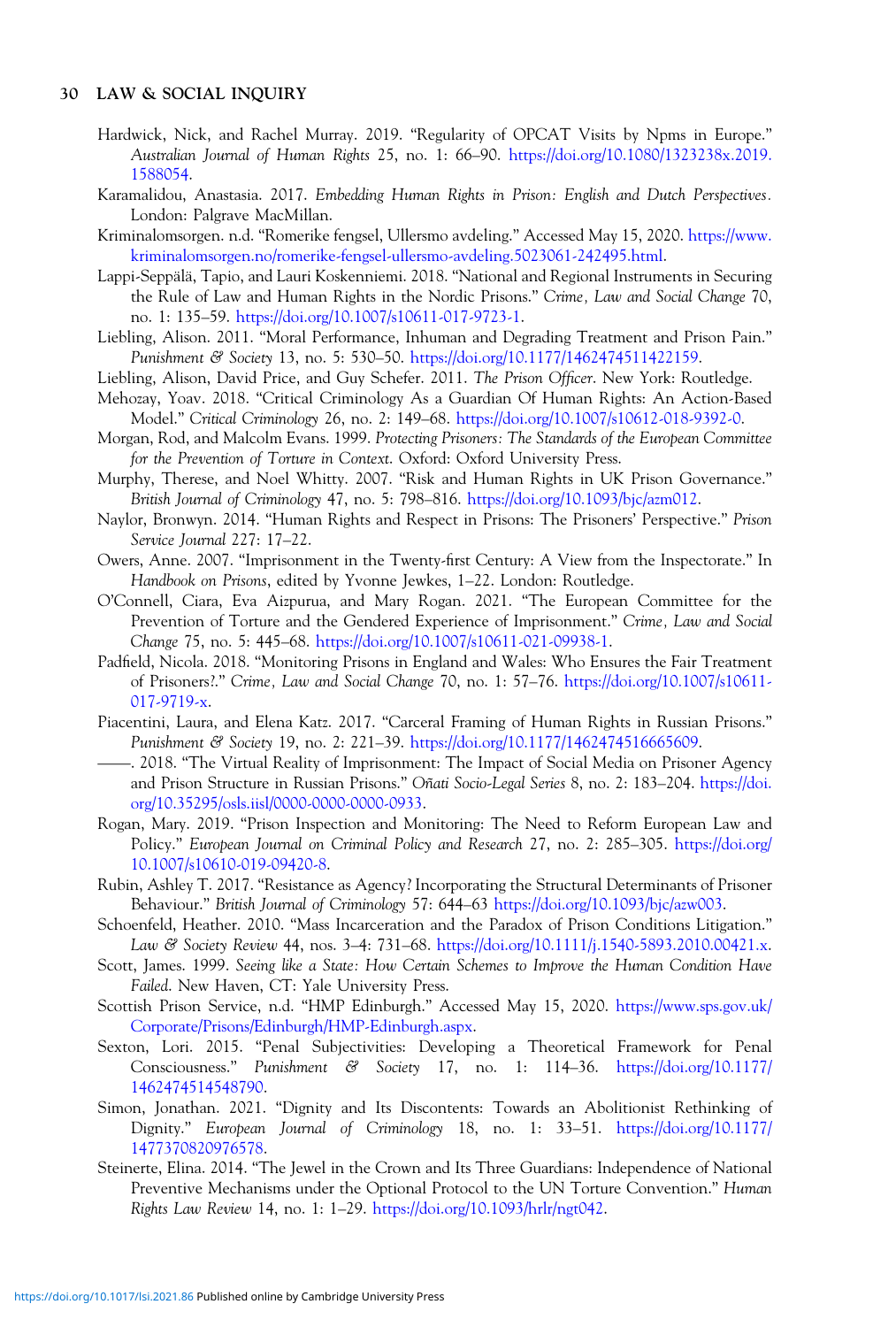Hardwick, Nick, and Rachel Murray. 2019. "Regularity of OPCAT Visits by Npms in Europe." *Australian Journal of Human Rights* 25, no. 1: 66–90. https://doi.org/10.1080/1323238x.2019.1588054.

Karamalidou, Anastasia. 2017. *Embedding Human Rights in Prison: English and Dutch Perspectives*. London: Palgrave MacMillan.

Kriminalomsorgen. n.d. "Romerike fengsel, Ullersmo avdeling." Accessed May 15, 2020. https://www.kriminalomsorgen.no/romerike-fengsel-ullersmo-avdeling.5023061-242495.html.

Lappi-Seppälä, Tapio, and Lauri Koskenniemi. 2018. "National and Regional Instruments in Securing the Rule of Law and Human Rights in the Nordic Prisons." *Crime, Law and Social Change* 70, no. 1: 135–59. https://doi.org/10.1007/s10611-017-9723-1.

Liebling, Alison. 2011. "Moral Performance, Inhuman and Degrading Treatment and Prison Pain." *Punishment & Society* 13, no. 5: 530–50. https://doi.org/10.1177/1462474511422159.

Liebling, Alison, David Price, and Guy Schefer. 2011. *The Prison Officer*. New York: Routledge.

Mehozay, Yoav. 2018. "Critical Criminology As a Guardian Of Human Rights: An Action-Based Model." *Critical Criminology* 26, no. 2: 149–68. https://doi.org/10.1007/s10612-018-9392-0.

Morgan, Rod, and Malcolm Evans. 1999. *Protecting Prisoners: The Standards of the European Committee for the Prevention of Torture in Context*. Oxford: Oxford University Press.

Murphy, Therese, and Noel Whitty. 2007. "Risk and Human Rights in UK Prison Governance." *British Journal of Criminology* 47, no. 5: 798–816. https://doi.org/10.1093/bjc/azm012.

Naylor, Bronwyn. 2014. "Human Rights and Respect in Prisons: The Prisoners' Perspective." *Prison Service Journal* 227: 17–22.

Owers, Anne. 2007. "Imprisonment in the Twenty-first Century: A View from the Inspectorate." In *Handbook on Prisons*, edited by Yvonne Jewkes, 1–22. London: Routledge.

O'Connell, Ciara, Eva Aizpurua, and Mary Rogan. 2021. "The European Committee for the Prevention of Torture and the Gendered Experience of Imprisonment." *Crime, Law and Social Change* 75, no. 5: 445–68. https://doi.org/10.1007/s10611-021-09938-1.

Padfield, Nicola. 2018. "Monitoring Prisons in England and Wales: Who Ensures the Fair Treatment of Prisoners?." *Crime, Law and Social Change* 70, no. 1: 57–76. https://doi.org/10.1007/s10611-017-9719-x.

Piacentini, Laura, and Elena Katz. 2017. "Carceral Framing of Human Rights in Russian Prisons." *Punishment & Society* 19, no. 2: 221–39. https://doi.org/10.1177/1462474516665609.

——. 2018. "The Virtual Reality of Imprisonment: The Impact of Social Media on Prisoner Agency and Prison Structure in Russian Prisons." *Oñati Socio-Legal Series* 8, no. 2: 183–204. https://doi.org/10.35295/osls.iisl/0000-0000-0000-0933.

Rogan, Mary. 2019. "Prison Inspection and Monitoring: The Need to Reform European Law and Policy." *European Journal on Criminal Policy and Research* 27, no. 2: 285–305. https://doi.org/10.1007/s10610-019-09420-8.

Rubin, Ashley T. 2017. "Resistance as Agency? Incorporating the Structural Determinants of Prisoner Behaviour." *British Journal of Criminology* 57: 644–63 https://doi.org/10.1093/bjc/azw003.

Schoenfeld, Heather. 2010. "Mass Incarceration and the Paradox of Prison Conditions Litigation." *Law & Society Review* 44, nos. 3–4: 731–68. https://doi.org/10.1111/j.1540-5893.2010.00421.x.

Scott, James. 1999. *Seeing like a State: How Certain Schemes to Improve the Human Condition Have Failed*. New Haven, CT: Yale University Press.

Scottish Prison Service, n.d. "HMP Edinburgh." Accessed May 15, 2020. https://www.sps.gov.uk/Corporate/Prisons/Edinburgh/HMP-Edinburgh.aspx.

Sexton, Lori. 2015. "Penal Subjectivities: Developing a Theoretical Framework for Penal Consciousness." *Punishment & Society* 17, no. 1: 114–36. https://doi.org/10.1177/1462474514548790.

Simon, Jonathan. 2021. "Dignity and Its Discontents: Towards an Abolitionist Rethinking of Dignity." *European Journal of Criminology* 18, no. 1: 33–51. https://doi.org/10.1177/1477370820976578.

Steinerte, Elina. 2014. "The Jewel in the Crown and Its Three Guardians: Independence of National Preventive Mechanisms under the Optional Protocol to the UN Torture Convention." *Human Rights Law Review* 14, no. 1: 1–29. https://doi.org/10.1093/hrlr/ngt042.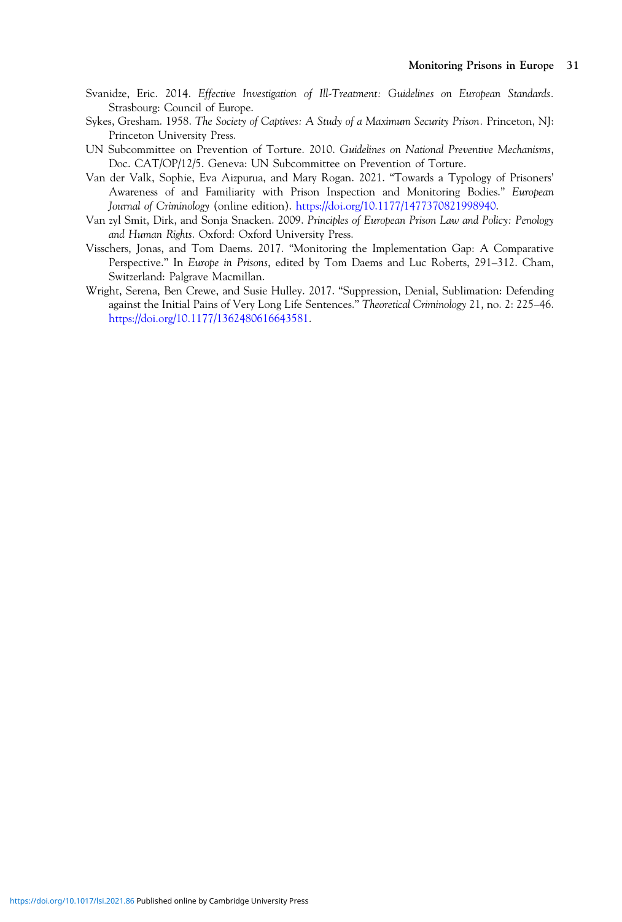Svanidze, Eric. 2014. *Effective Investigation of Ill-Treatment: Guidelines on European Standards*. Strasbourg: Council of Europe.

Sykes, Gresham. 1958. *The Society of Captives: A Study of a Maximum Security Prison*. Princeton, NJ: Princeton University Press.

UN Subcommittee on Prevention of Torture. 2010. *Guidelines on National Preventive Mechanisms*, Doc. CAT/OP/12/5. Geneva: UN Subcommittee on Prevention of Torture.

Van der Valk, Sophie, Eva Aizpurua, and Mary Rogan. 2021. "Towards a Typology of Prisoners' Awareness of and Familiarity with Prison Inspection and Monitoring Bodies." *European Journal of Criminology* (online edition). https://doi.org/10.1177/1477370821998940.

Van zyl Smit, Dirk, and Sonja Snacken. 2009. *Principles of European Prison Law and Policy: Penology and Human Rights*. Oxford: Oxford University Press.

Visschers, Jonas, and Tom Daems. 2017. "Monitoring the Implementation Gap: A Comparative Perspective." In *Europe in Prisons*, edited by Tom Daems and Luc Roberts, 291–312. Cham, Switzerland: Palgrave Macmillan.

Wright, Serena, Ben Crewe, and Susie Hulley. 2017. "Suppression, Denial, Sublimation: Defending against the Initial Pains of Very Long Life Sentences." *Theoretical Criminology* 21, no. 2: 225–46. https://doi.org/10.1177/1362480616643581.